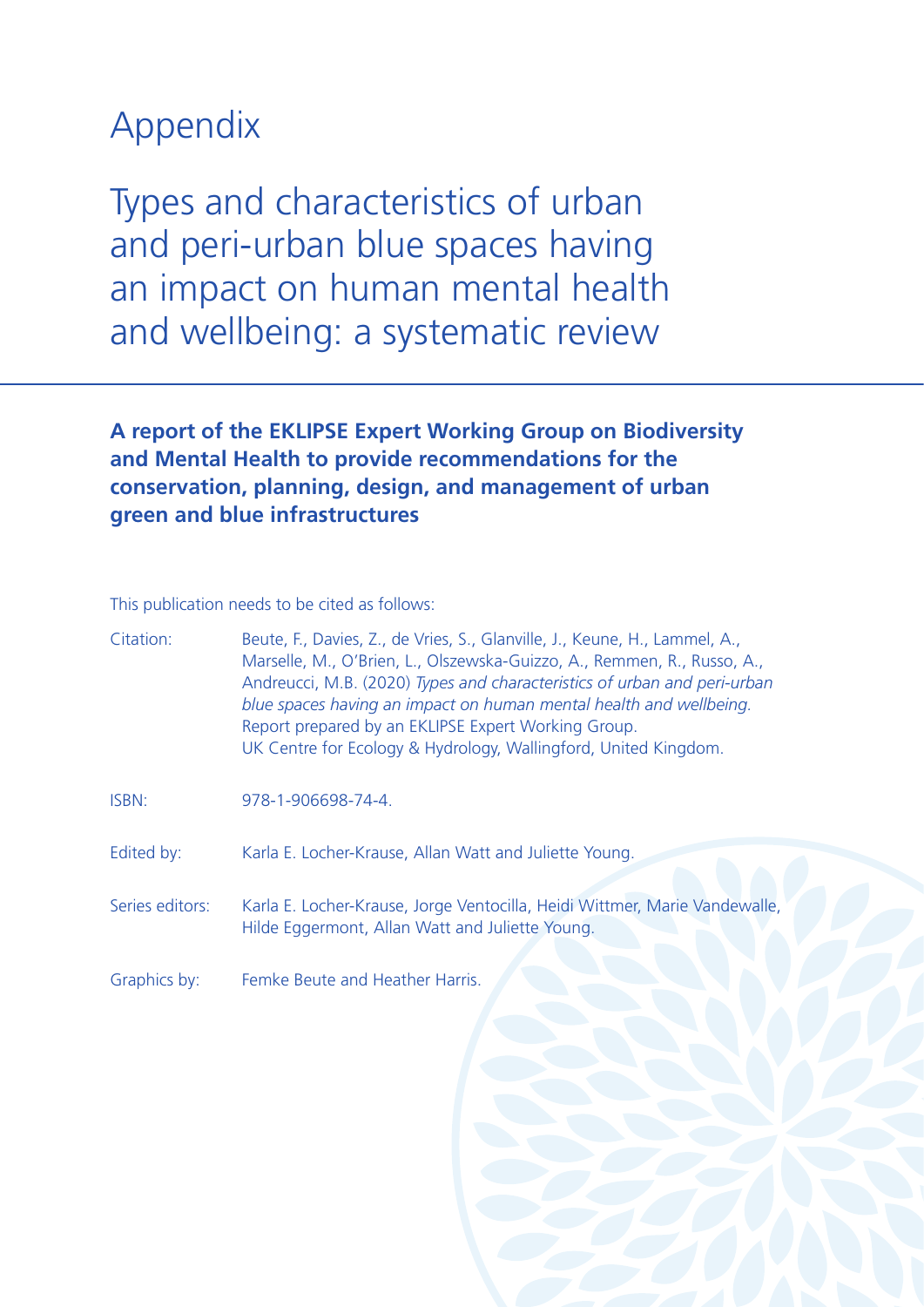# Appendix

# Types and characteristics of urban and peri-urban blue spaces having an impact on human mental health and wellbeing: a systematic review

**A report of the EKLIPSE Expert Working Group on Biodiversity and Mental Health to provide recommendations for the conservation, planning, design, and management of urban green and blue infrastructures**

This publication needs to be cited as follows:

| | |
|---|---|
| Citation: | Beute, F., Davies, Z., de Vries, S., Glanville, J., Keune, H., Lammel, A., Marselle, M., O'Brien, L., Olszewska-Guizzo, A., Remmen, R., Russo, A., Andreucci, M.B. (2020) *Types and characteristics of urban and peri-urban blue spaces having an impact on human mental health and wellbeing.* Report prepared by an EKLIPSE Expert Working Group. UK Centre for Ecology & Hydrology, Wallingford, United Kingdom. |
| ISBN: | 978-1-906698-74-4. |
| Edited by: | Karla E. Locher-Krause, Allan Watt and Juliette Young. |
| Series editors: | Karla E. Locher-Krause, Jorge Ventocilla, Heidi Wittmer, Marie Vandewalle, Hilde Eggermont, Allan Watt and Juliette Young. |
| Graphics by: | Femke Beute and Heather Harris. |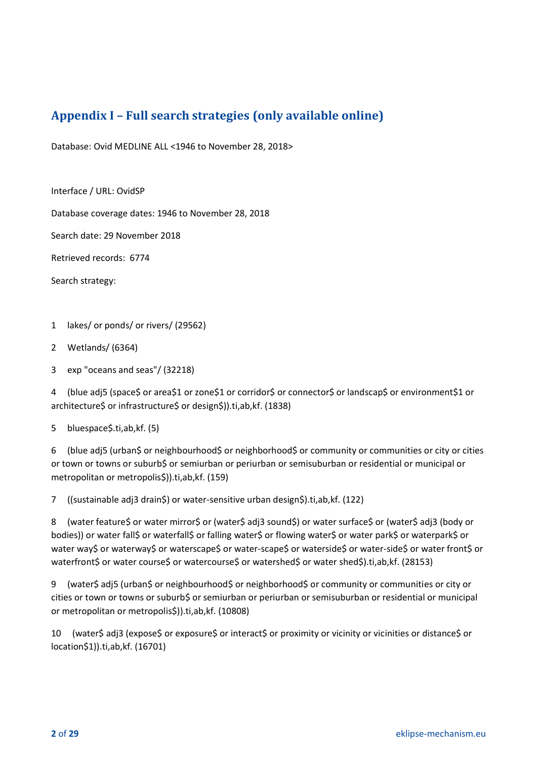## Appendix I – Full search strategies (only available online)

Database: Ovid MEDLINE ALL <1946 to November 28, 2018>

Interface / URL: OvidSP

Database coverage dates: 1946 to November 28, 2018

Search date: 29 November 2018

Retrieved records: 6774

Search strategy:

1 lakes/ or ponds/ or rivers/ (29562)

2 Wetlands/ (6364)

3 exp "oceans and seas"/ (32218)

4 (blue adj5 (space$ or area$1 or zone$1 or corridor$ or connector$ or landscap$ or environment$1 or architecture$ or infrastructure$ or design$)).ti,ab,kf. (1838)

5 bluespace$.ti,ab,kf. (5)

6 (blue adj5 (urban$ or neighbourhood$ or neighborhood$ or community or communities or city or cities or town or towns or suburb$ or semiurban or periurban or semisuburban or residential or municipal or metropolitan or metropolis$)).ti,ab,kf. (159)

7 ((sustainable adj3 drain$) or water-sensitive urban design$).ti,ab,kf. (122)

8 (water feature$ or water mirror$ or (water$ adj3 sound$) or water surface$ or (water$ adj3 (body or bodies)) or water fall$ or waterfall$ or falling water$ or flowing water$ or water park$ or waterpark$ or water way$ or waterway$ or waterscape$ or water-scape$ or waterside$ or water-side$ or water front$ or waterfront$ or water course$ or watercourse$ or watershed$ or water shed$).ti,ab,kf. (28153)

9 (water$ adj5 (urban$ or neighbourhood$ or neighborhood$ or community or communities or city or cities or town or towns or suburb$ or semiurban or periurban or semisuburban or residential or municipal or metropolitan or metropolis$)).ti,ab,kf. (10808)

10 (water$ adj3 (expose$ or exposure$ or interact$ or proximity or vicinity or vicinities or distance$ or location$1)).ti,ab,kf. (16701)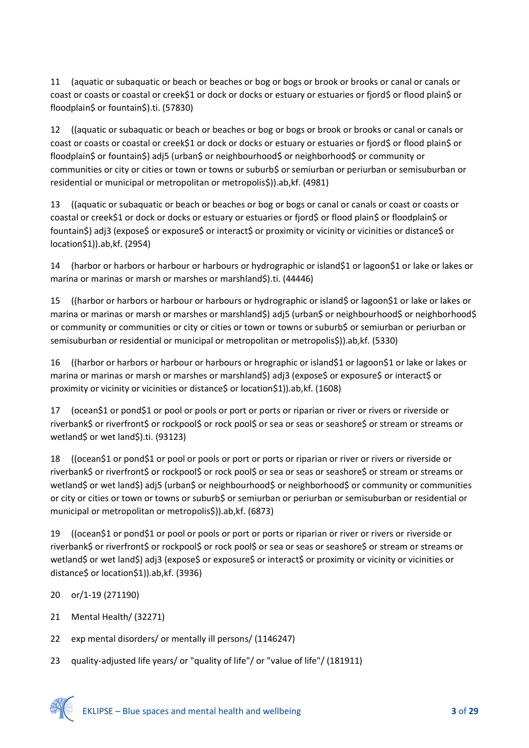11 (aquatic or subaquatic or beach or beaches or bog or bogs or brook or brooks or canal or canals or coast or coasts or coastal or creek$1 or dock or docks or estuary or estuaries or fjord$ or flood plain$ or floodplain$ or fountain$).ti. (57830)

12 ((aquatic or subaquatic or beach or beaches or bog or bogs or brook or brooks or canal or canals or coast or coasts or coastal or creek$1 or dock or docks or estuary or estuaries or fjord$ or flood plain$ or floodplain$ or fountain$) adj5 (urban$ or neighbourhood$ or neighborhood$ or community or communities or city or cities or town or towns or suburb$ or semiurban or periurban or semisuburban or residential or municipal or metropolitan or metropolis$)).ab,kf. (4981)

13 ((aquatic or subaquatic or beach or beaches or bog or bogs or canal or canals or coast or coasts or coastal or creek$1 or dock or docks or estuary or estuaries or fjord$ or flood plain$ or floodplain$ or fountain$) adj3 (expose$ or exposure$ or interact$ or proximity or vicinity or vicinities or distance$ or location$1)).ab,kf. (2954)

14 (harbor or harbors or harbour or harbours or hydrographic or island$1 or lagoon$1 or lake or lakes or marina or marinas or marsh or marshes or marshland$).ti. (44446)

15 ((harbor or harbors or harbour or harbours or hydrographic or island$ or lagoon$1 or lake or lakes or marina or marinas or marsh or marshes or marshland$) adj5 (urban$ or neighbourhood$ or neighborhood$ or community or communities or city or cities or town or towns or suburb$ or semiurban or periurban or semisuburban or residential or municipal or metropolitan or metropolis$)).ab,kf. (5330)

16 ((harbor or harbors or harbour or harbours or hrographic or island$1 or lagoon$1 or lake or lakes or marina or marinas or marsh or marshes or marshland$) adj3 (expose$ or exposure$ or interact$ or proximity or vicinity or vicinities or distance$ or location$1)).ab,kf. (1608)

17 (ocean$1 or pond$1 or pool or pools or port or ports or riparian or river or rivers or riverside or riverbank$ or riverfront$ or rockpool$ or rock pool$ or sea or seas or seashore$ or stream or streams or wetland$ or wet land$).ti. (93123)

18 ((ocean$1 or pond$1 or pool or pools or port or ports or riparian or river or rivers or riverside or riverbank$ or riverfront$ or rockpool$ or rock pool$ or sea or seas or seashore$ or stream or streams or wetland$ or wet land$) adj5 (urban$ or neighbourhood$ or neighborhood$ or community or communities or city or cities or town or towns or suburb$ or semiurban or periurban or semisuburban or residential or municipal or metropolitan or metropolis$)).ab,kf. (6873)

19 ((ocean$1 or pond$1 or pool or pools or port or ports or riparian or river or rivers or riverside or riverbank$ or riverfront$ or rockpool$ or rock pool$ or sea or seas or seashore$ or stream or streams or wetland$ or wet land$) adj3 (expose$ or exposure$ or interact$ or proximity or vicinity or vicinities or distance$ or location$1)).ab,kf. (3936)

20 or/1-19 (271190)

21 Mental Health/ (32271)

22 exp mental disorders/ or mentally ill persons/ (1146247)

23 quality-adjusted life years/ or "quality of life"/ or "value of life"/ (181911)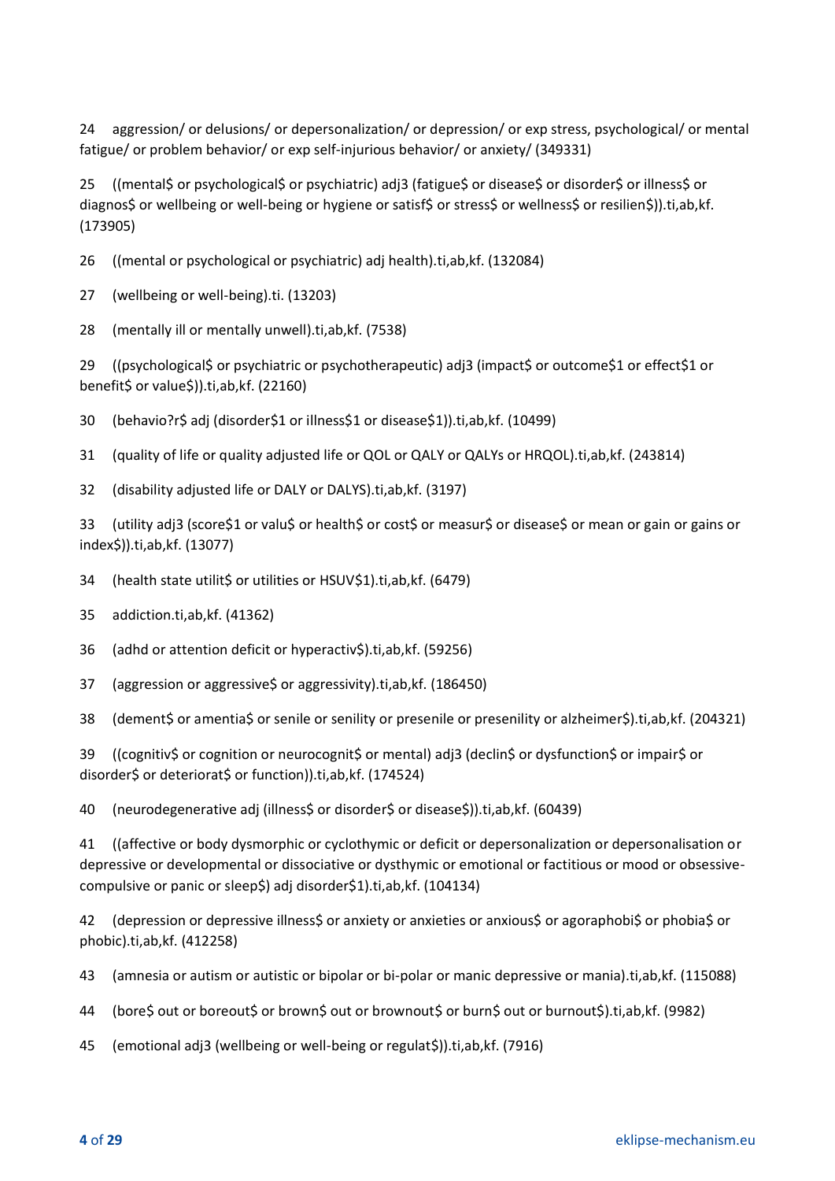24 aggression/ or delusions/ or depersonalization/ or depression/ or exp stress, psychological/ or mental fatigue/ or problem behavior/ or exp self-injurious behavior/ or anxiety/ (349331)

25 ((mental$ or psychological$ or psychiatric) adj3 (fatigue$ or disease$ or disorder$ or illness$ or diagnos$ or wellbeing or well-being or hygiene or satisf$ or stress$ or wellness$ or resilien$)).ti,ab,kf. (173905)

26 ((mental or psychological or psychiatric) adj health).ti,ab,kf. (132084)

27 (wellbeing or well-being).ti. (13203)

28 (mentally ill or mentally unwell).ti,ab,kf. (7538)

29 ((psychological$ or psychiatric or psychotherapeutic) adj3 (impact$ or outcome$1 or effect$1 or benefit$ or value$)).ti,ab,kf. (22160)

30 (behavio?r$ adj (disorder$1 or illness$1 or disease$1)).ti,ab,kf. (10499)

31 (quality of life or quality adjusted life or QOL or QALY or QALYs or HRQOL).ti,ab,kf. (243814)

32 (disability adjusted life or DALY or DALYS).ti,ab,kf. (3197)

33 (utility adj3 (score$1 or valu$ or health$ or cost$ or measur$ or disease$ or mean or gain or gains or index$)).ti,ab,kf. (13077)

34 (health state utilit$ or utilities or HSUV$1).ti,ab,kf. (6479)

35 addiction.ti,ab,kf. (41362)

36 (adhd or attention deficit or hyperactiv$).ti,ab,kf. (59256)

37 (aggression or aggressive$ or aggressivity).ti,ab,kf. (186450)

38 (dement$ or amentia$ or senile or senility or presenile or presenility or alzheimer$).ti,ab,kf. (204321)

39 ((cognitiv$ or cognition or neurocognit$ or mental) adj3 (declin$ or dysfunction$ or impair$ or disorder$ or deteriorat$ or function)).ti,ab,kf. (174524)

40 (neurodegenerative adj (illness$ or disorder$ or disease$)).ti,ab,kf. (60439)

41 ((affective or body dysmorphic or cyclothymic or deficit or depersonalization or depersonalisation or depressive or developmental or dissociative or dysthymic or emotional or factitious or mood or obsessive-compulsive or panic or sleep$) adj disorder$1).ti,ab,kf. (104134)

42 (depression or depressive illness$ or anxiety or anxieties or anxious$ or agoraphobi$ or phobia$ or phobic).ti,ab,kf. (412258)

43 (amnesia or autism or autistic or bipolar or bi-polar or manic depressive or mania).ti,ab,kf. (115088)

44 (bore$ out or boreout$ or brown$ out or brownout$ or burn$ out or burnout$).ti,ab,kf. (9982)

45 (emotional adj3 (wellbeing or well-being or regulat$)).ti,ab,kf. (7916)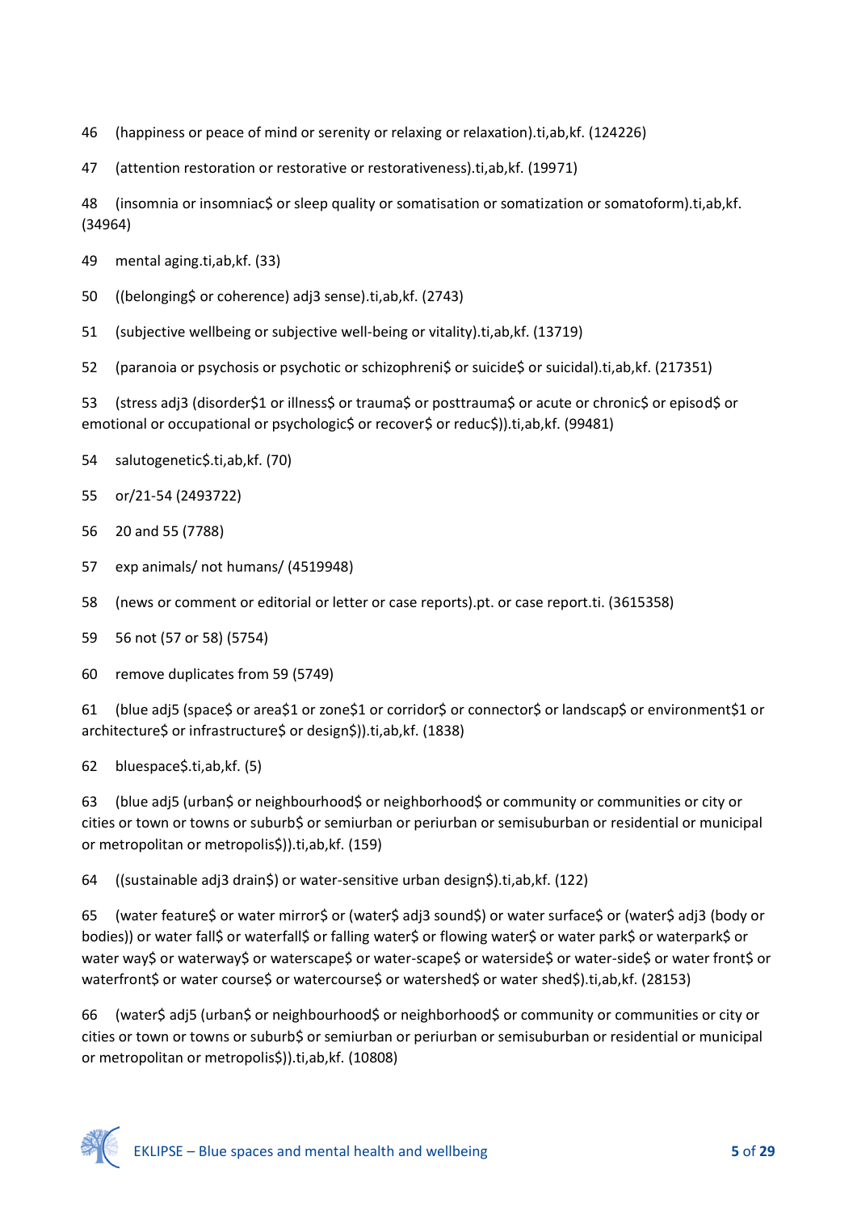46 (happiness or peace of mind or serenity or relaxing or relaxation).ti,ab,kf. (124226)

47 (attention restoration or restorative or restorativeness).ti,ab,kf. (19971)

48 (insomnia or insomniac$ or sleep quality or somatisation or somatization or somatoform).ti,ab,kf. (34964)

49 mental aging.ti,ab,kf. (33)

50 ((belonging$ or coherence) adj3 sense).ti,ab,kf. (2743)

51 (subjective wellbeing or subjective well-being or vitality).ti,ab,kf. (13719)

52 (paranoia or psychosis or psychotic or schizophreni$ or suicide$ or suicidal).ti,ab,kf. (217351)

53 (stress adj3 (disorder$1 or illness$ or trauma$ or posttrauma$ or acute or chronic$ or episod$ or emotional or occupational or psychologic$ or recover$ or reduc$)).ti,ab,kf. (99481)

54 salutogenetic$.ti,ab,kf. (70)

55 or/21-54 (2493722)

56 20 and 55 (7788)

57 exp animals/ not humans/ (4519948)

58 (news or comment or editorial or letter or case reports).pt. or case report.ti. (3615358)

59 56 not (57 or 58) (5754)

60 remove duplicates from 59 (5749)

61 (blue adj5 (space$ or area$1 or zone$1 or corridor$ or connector$ or landscap$ or environment$1 or architecture$ or infrastructure$ or design$)).ti,ab,kf. (1838)

62 bluespace$.ti,ab,kf. (5)

63 (blue adj5 (urban$ or neighbourhood$ or neighborhood$ or community or communities or city or cities or town or towns or suburb$ or semiurban or periurban or semisuburban or residential or municipal or metropolitan or metropolis$)).ti,ab,kf. (159)

64 ((sustainable adj3 drain$) or water-sensitive urban design$).ti,ab,kf. (122)

65 (water feature$ or water mirror$ or (water$ adj3 sound$) or water surface$ or (water$ adj3 (body or bodies)) or water fall$ or waterfall$ or falling water$ or flowing water$ or water park$ or waterpark$ or water way$ or waterway$ or waterscape$ or water-scape$ or waterside$ or water-side$ or water front$ or waterfront$ or water course$ or watercourse$ or watershed$ or water shed$).ti,ab,kf. (28153)

66 (water$ adj5 (urban$ or neighbourhood$ or neighborhood$ or community or communities or city or cities or town or towns or suburb$ or semiurban or periurban or semisuburban or residential or municipal or metropolitan or metropolis$)).ti,ab,kf. (10808)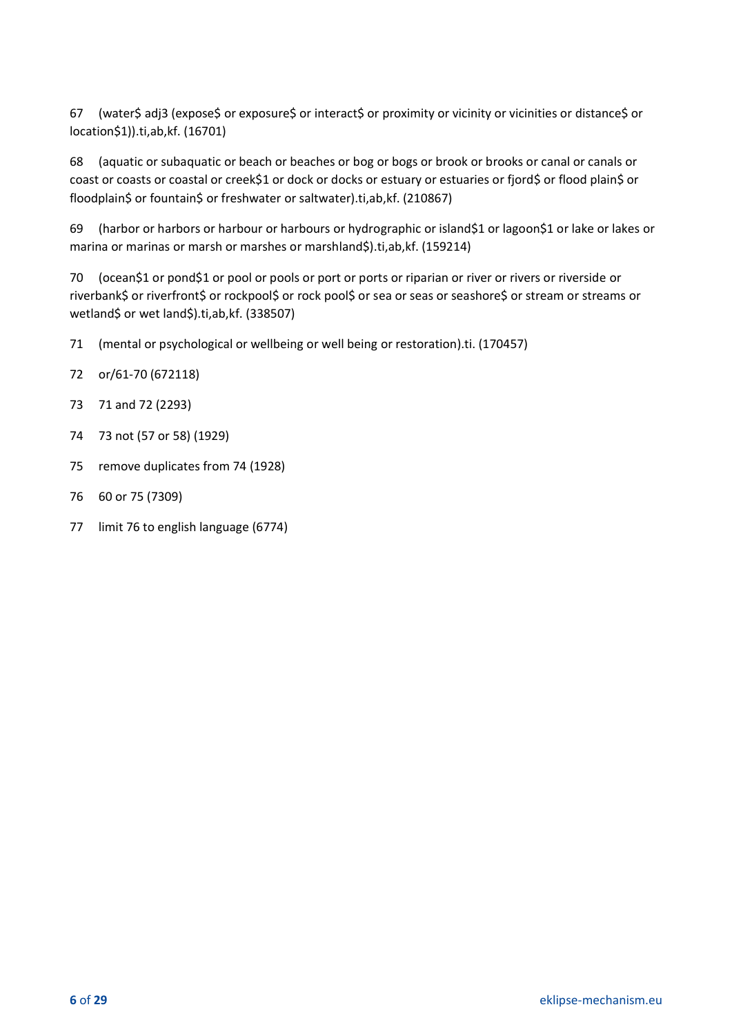67 (water$ adj3 (expose$ or exposure$ or interact$ or proximity or vicinity or vicinities or distance$ or location$1)).ti,ab,kf. (16701)

68 (aquatic or subaquatic or beach or beaches or bog or bogs or brook or brooks or canal or canals or coast or coasts or coastal or creek$1 or dock or docks or estuary or estuaries or fjord$ or flood plain$ or floodplain$ or fountain$ or freshwater or saltwater).ti,ab,kf. (210867)

69 (harbor or harbors or harbour or harbours or hydrographic or island$1 or lagoon$1 or lake or lakes or marina or marinas or marsh or marshes or marshland$).ti,ab,kf. (159214)

70 (ocean$1 or pond$1 or pool or pools or port or ports or riparian or river or rivers or riverside or riverbank$ or riverfront$ or rockpool$ or rock pool$ or sea or seas or seashore$ or stream or streams or wetland$ or wet land$).ti,ab,kf. (338507)

71 (mental or psychological or wellbeing or well being or restoration).ti. (170457)

72 or/61-70 (672118)

73 71 and 72 (2293)

74 73 not (57 or 58) (1929)

75 remove duplicates from 74 (1928)

76 60 or 75 (7309)

77 limit 76 to english language (6774)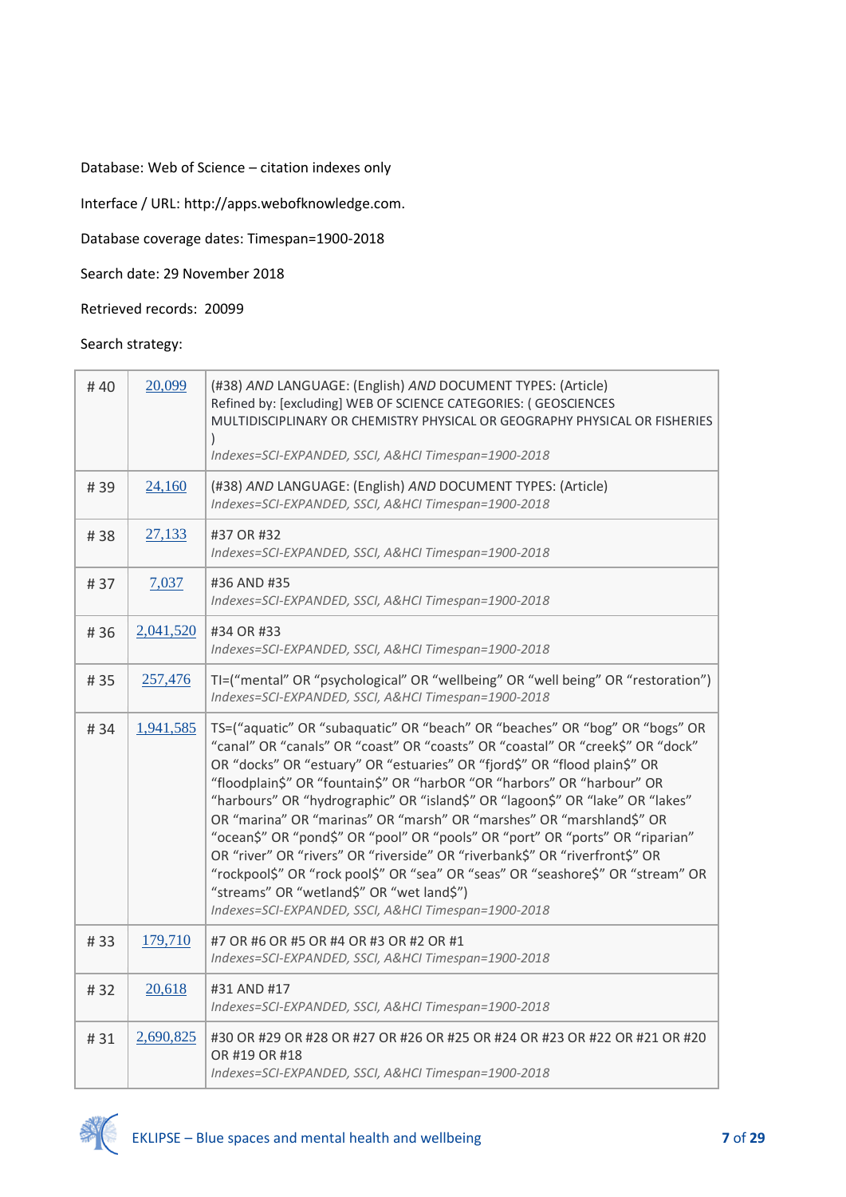Database: Web of Science – citation indexes only

Interface / URL: http://apps.webofknowledge.com.

Database coverage dates: Timespan=1900-2018

Search date: 29 November 2018

Retrieved records: 20099

Search strategy:

| | | |
|---|---|---|
| # 40 | 20,099 | (#38) *AND* LANGUAGE: (English) *AND* DOCUMENT TYPES: (Article)<br>Refined by: [excluding] WEB OF SCIENCE CATEGORIES: ( GEOSCIENCES MULTIDISCIPLINARY OR CHEMISTRY PHYSICAL OR GEOGRAPHY PHYSICAL OR FISHERIES )<br>*Indexes=SCI-EXPANDED, SSCI, A&HCI Timespan=1900-2018* |
| # 39 | 24,160 | (#38) *AND* LANGUAGE: (English) *AND* DOCUMENT TYPES: (Article)<br>*Indexes=SCI-EXPANDED, SSCI, A&HCI Timespan=1900-2018* |
| # 38 | 27,133 | #37 OR #32<br>*Indexes=SCI-EXPANDED, SSCI, A&HCI Timespan=1900-2018* |
| # 37 | 7,037 | #36 AND #35<br>*Indexes=SCI-EXPANDED, SSCI, A&HCI Timespan=1900-2018* |
| # 36 | 2,041,520 | #34 OR #33<br>*Indexes=SCI-EXPANDED, SSCI, A&HCI Timespan=1900-2018* |
| # 35 | 257,476 | TI=("mental" OR "psychological" OR "wellbeing" OR "well being" OR "restoration")<br>*Indexes=SCI-EXPANDED, SSCI, A&HCI Timespan=1900-2018* |
| # 34 | 1,941,585 | TS=("aquatic" OR "subaquatic" OR "beach" OR "beaches" OR "bog" OR "bogs" OR "canal" OR "canals" OR "coast" OR "coasts" OR "coastal" OR "creek$" OR "dock" OR "docks" OR "estuary" OR "estuaries" OR "fjord$" OR "flood plain$" OR "floodplain$" OR "fountain$" OR "harbOR "OR "harbors" OR "harbour" OR "harbours" OR "hydrographic" OR "island$" OR "lagoon$" OR "lake" OR "lakes" OR "marina" OR "marinas" OR "marsh" OR "marshes" OR "marshland$" OR "ocean$" OR "pond$" OR "pool" OR "pools" OR "port" OR "ports" OR "riparian" OR "river" OR "rivers" OR "riverside" OR "riverbank$" OR "riverfront$" OR "rockpool$" OR "rock pool$" OR "sea" OR "seas" OR "seashore$" OR "stream" OR "streams" OR "wetland$" OR "wet land$")<br>*Indexes=SCI-EXPANDED, SSCI, A&HCI Timespan=1900-2018* |
| # 33 | 179,710 | #7 OR #6 OR #5 OR #4 OR #3 OR #2 OR #1<br>*Indexes=SCI-EXPANDED, SSCI, A&HCI Timespan=1900-2018* |
| # 32 | 20,618 | #31 AND #17<br>*Indexes=SCI-EXPANDED, SSCI, A&HCI Timespan=1900-2018* |
| # 31 | 2,690,825 | #30 OR #29 OR #28 OR #27 OR #26 OR #25 OR #24 OR #23 OR #22 OR #21 OR #20 OR #19 OR #18<br>*Indexes=SCI-EXPANDED, SSCI, A&HCI Timespan=1900-2018* |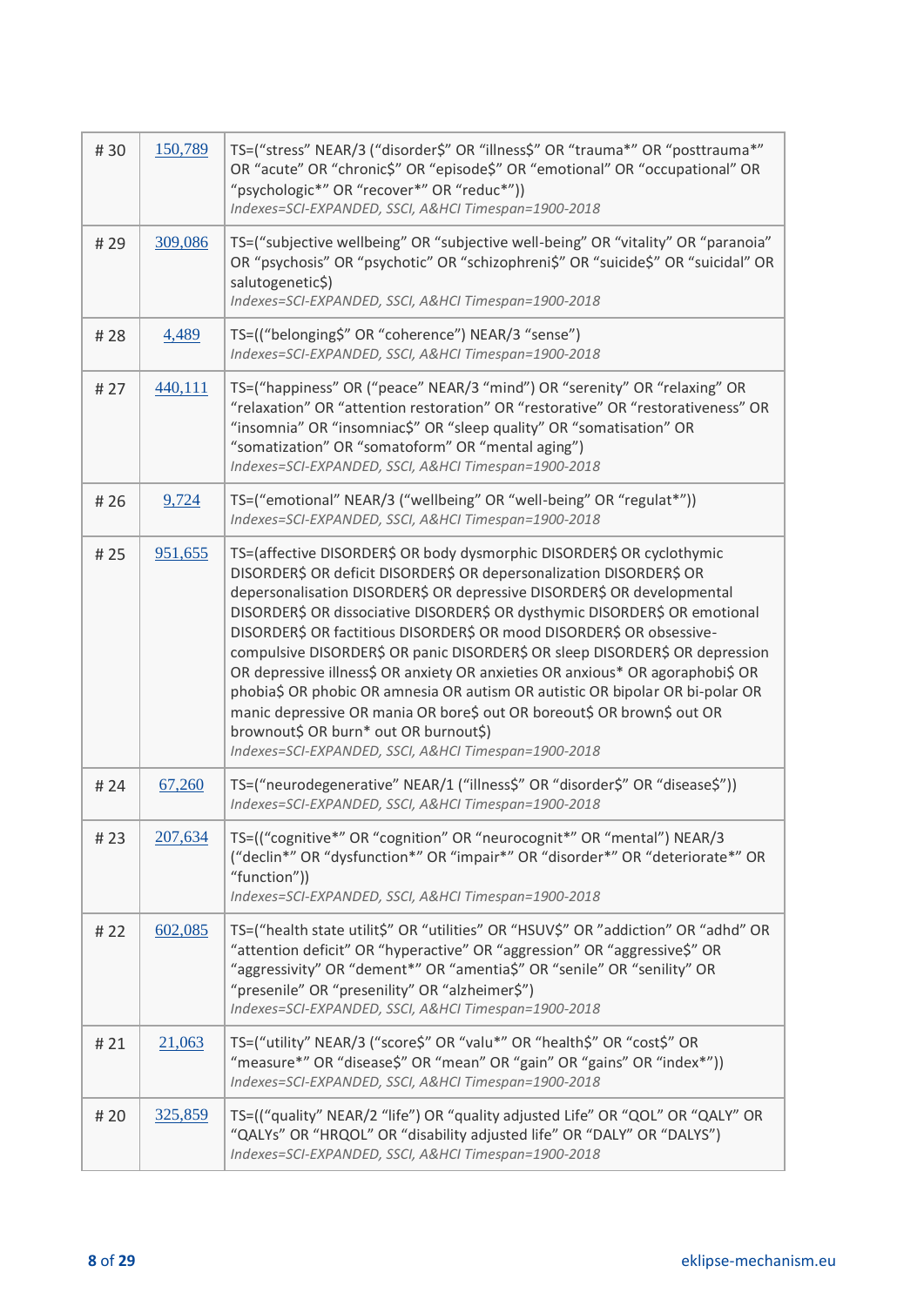| | | |
|---|---|---|
| # 30 | 150,789 | TS=(“stress” NEAR/3 (“disorder$” OR “illness$” OR “trauma*” OR “posttrauma*” OR “acute” OR “chronic$” OR “episode$” OR “emotional” OR “occupational” OR “psychologic*” OR “recover*” OR “reduc*”))<br>*Indexes=SCI-EXPANDED, SSCI, A&HCI Timespan=1900-2018* |
| # 29 | 309,086 | TS=(“subjective wellbeing” OR “subjective well-being” OR “vitality” OR “paranoia” OR “psychosis” OR “psychotic” OR “schizophreni$” OR “suicide$” OR “suicidal” OR salutogenetic$)<br>*Indexes=SCI-EXPANDED, SSCI, A&HCI Timespan=1900-2018* |
| # 28 | 4,489 | TS=((“belonging$” OR “coherence”) NEAR/3 “sense”)<br>*Indexes=SCI-EXPANDED, SSCI, A&HCI Timespan=1900-2018* |
| # 27 | 440,111 | TS=(“happiness” OR (“peace” NEAR/3 “mind”) OR “serenity” OR “relaxing” OR “relaxation” OR “attention restoration” OR “restorative” OR “restorativeness” OR “insomnia” OR “insomniac$” OR “sleep quality” OR “somatisation” OR “somatization” OR “somatoform” OR “mental aging”)<br>*Indexes=SCI-EXPANDED, SSCI, A&HCI Timespan=1900-2018* |
| # 26 | 9,724 | TS=(“emotional” NEAR/3 (“wellbeing” OR “well-being” OR “regulat*”))<br>*Indexes=SCI-EXPANDED, SSCI, A&HCI Timespan=1900-2018* |
| # 25 | 951,655 | TS=(affective DISORDER$ OR body dysmorphic DISORDER$ OR cyclothymic DISORDER$ OR deficit DISORDER$ OR depersonalization DISORDER$ OR depersonalisation DISORDER$ OR depressive DISORDER$ OR developmental DISORDER$ OR dissociative DISORDER$ OR dysthymic DISORDER$ OR emotional DISORDER$ OR factitious DISORDER$ OR mood DISORDER$ OR obsessive-compulsive DISORDER$ OR panic DISORDER$ OR sleep DISORDER$ OR depression OR depressive illness$ OR anxiety OR anxieties OR anxious* OR agoraphobi$ OR phobia$ OR phobic OR amnesia OR autism OR autistic OR bipolar OR bi-polar OR manic depressive OR mania OR bore$ out OR boreout$ OR brown$ out OR brownout$ OR burn* out OR burnout$)<br>*Indexes=SCI-EXPANDED, SSCI, A&HCI Timespan=1900-2018* |
| # 24 | 67,260 | TS=(“neurodegenerative” NEAR/1 (“illness$” OR “disorder$” OR “disease$”))<br>*Indexes=SCI-EXPANDED, SSCI, A&HCI Timespan=1900-2018* |
| # 23 | 207,634 | TS=((“cognitive*” OR “cognition” OR “neurocognit*” OR “mental”) NEAR/3 (“declin*” OR “dysfunction*” OR “impair*” OR “disorder*” OR “deteriorate*” OR “function”))<br>*Indexes=SCI-EXPANDED, SSCI, A&HCI Timespan=1900-2018* |
| # 22 | 602,085 | TS=(“health state utilit$” OR “utilities” OR “HSUV$” OR “addiction” OR “adhd” OR “attention deficit” OR “hyperactive” OR “aggression” OR “aggressive$” OR “aggressivity” OR “dement*” OR “amentia$” OR “senile” OR “senility” OR “presenile” OR “presenility” OR “alzheimer$”)<br>*Indexes=SCI-EXPANDED, SSCI, A&HCI Timespan=1900-2018* |
| # 21 | 21,063 | TS=(“utility” NEAR/3 (“score$” OR “valu*” OR “health$” OR “cost$” OR “measure*” OR “disease$” OR “mean” OR “gain” OR “gains” OR “index*”))<br>*Indexes=SCI-EXPANDED, SSCI, A&HCI Timespan=1900-2018* |
| # 20 | 325,859 | TS=((“quality” NEAR/2 “life”) OR “quality adjusted Life” OR “QOL” OR “QALY” OR “QALYs” OR “HRQOL” OR “disability adjusted life” OR “DALY” OR “DALYS”)<br>*Indexes=SCI-EXPANDED, SSCI, A&HCI Timespan=1900-2018* |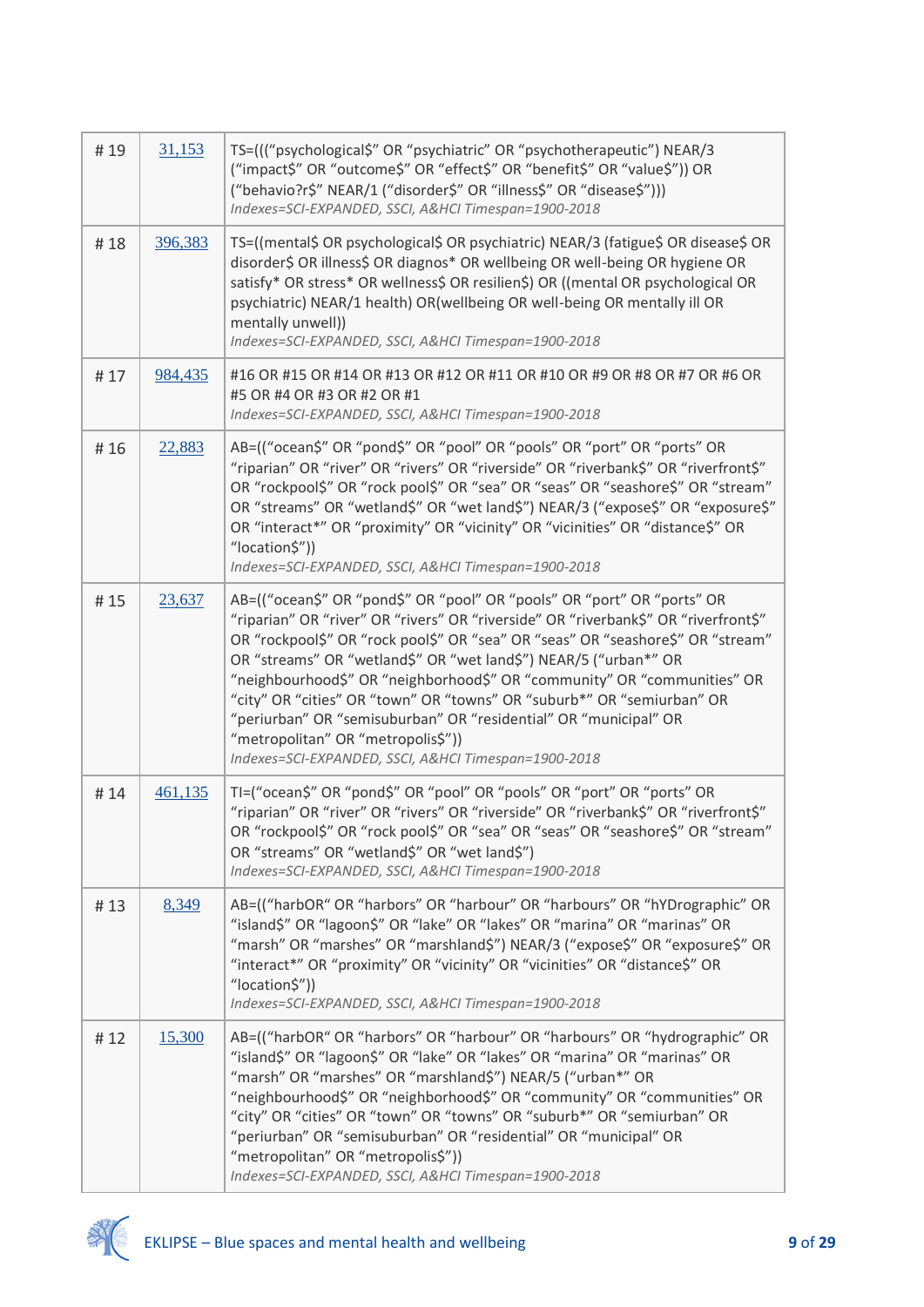| | | |
|---|---|---|
| # 19 | 31,153 | TS=(((“psychological$” OR “psychiatric” OR “psychotherapeutic”) NEAR/3 (“impact$” OR “outcome$” OR “effect$” OR “benefit$” OR “value$”)) OR (“behavio?r$” NEAR/1 (“disorder$” OR “illness$” OR “disease$”)))<br>*Indexes=SCI-EXPANDED, SSCI, A&HCI Timespan=1900-2018* |
| # 18 | 396,383 | TS=((mental$ OR psychological$ OR psychiatric) NEAR/3 (fatigue$ OR disease$ OR disorder$ OR illness$ OR diagnos* OR wellbeing OR well-being OR hygiene OR satisfy* OR stress* OR wellness$ OR resilien$) OR ((mental OR psychological OR psychiatric) NEAR/1 health) OR(wellbeing OR well-being OR mentally ill OR mentally unwell))<br>*Indexes=SCI-EXPANDED, SSCI, A&HCI Timespan=1900-2018* |
| # 17 | 984,435 | #16 OR #15 OR #14 OR #13 OR #12 OR #11 OR #10 OR #9 OR #8 OR #7 OR #6 OR #5 OR #4 OR #3 OR #2 OR #1<br>*Indexes=SCI-EXPANDED, SSCI, A&HCI Timespan=1900-2018* |
| # 16 | 22,883 | AB=((“ocean$” OR “pond$” OR “pool” OR “pools” OR “port” OR “ports” OR “riparian” OR “river” OR “rivers” OR “riverside” OR “riverbank$” OR “riverfront$” OR “rockpool$” OR “rock pool$” OR “sea” OR “seas” OR “seashore$” OR “stream” OR “streams” OR “wetland$” OR “wet land$”) NEAR/3 (“expose$” OR “exposure$” OR “interact*” OR “proximity” OR “vicinity” OR “vicinities” OR “distance$” OR “location$”))<br>*Indexes=SCI-EXPANDED, SSCI, A&HCI Timespan=1900-2018* |
| # 15 | 23,637 | AB=((“ocean$” OR “pond$” OR “pool” OR “pools” OR “port” OR “ports” OR “riparian” OR “river” OR “rivers” OR “riverside” OR “riverbank$” OR “riverfront$” OR “rockpool$” OR “rock pool$” OR “sea” OR “seas” OR “seashore$” OR “stream” OR “streams” OR “wetland$” OR “wet land$”) NEAR/5 (“urban*” OR “neighbourhood$” OR “neighborhood$” OR “community” OR “communities” OR “city” OR “cities” OR “town” OR “towns” OR “suburb*” OR “semiurban” OR “periurban” OR “semisuburban” OR “residential” OR “municipal” OR “metropolitan” OR “metropolis$”))<br>*Indexes=SCI-EXPANDED, SSCI, A&HCI Timespan=1900-2018* |
| # 14 | 461,135 | TI=(“ocean$” OR “pond$” OR “pool” OR “pools” OR “port” OR “ports” OR “riparian” OR “river” OR “rivers” OR “riverside” OR “riverbank$” OR “riverfront$” OR “rockpool$” OR “rock pool$” OR “sea” OR “seas” OR “seashore$” OR “stream” OR “streams” OR “wetland$” OR “wet land$”)<br>*Indexes=SCI-EXPANDED, SSCI, A&HCI Timespan=1900-2018* |
| # 13 | 8,349 | AB=((“harbOR“ OR “harbors” OR “harbour” OR “harbours” OR “hYDrographic” OR “island$” OR “lagoon$” OR “lake” OR “lakes” OR “marina” OR “marinas” OR “marsh” OR “marshes” OR “marshland$”) NEAR/3 (“expose$” OR “exposure$” OR “interact*” OR “proximity” OR “vicinity” OR “vicinities” OR “distance$” OR “location$”))<br>*Indexes=SCI-EXPANDED, SSCI, A&HCI Timespan=1900-2018* |
| # 12 | 15,300 | AB=((“harbOR“ OR “harbors” OR “harbour” OR “harbours” OR “hydrographic” OR “island$” OR “lagoon$” OR “lake” OR “lakes” OR “marina” OR “marinas” OR “marsh” OR “marshes” OR “marshland$”) NEAR/5 (“urban*” OR “neighbourhood$” OR “neighborhood$” OR “community” OR “communities” OR “city” OR “cities” OR “town” OR “towns” OR “suburb*” OR “semiurban” OR “periurban” OR “semisuburban” OR “residential” OR “municipal” OR “metropolitan” OR “metropolis$”))<br>*Indexes=SCI-EXPANDED, SSCI, A&HCI Timespan=1900-2018* |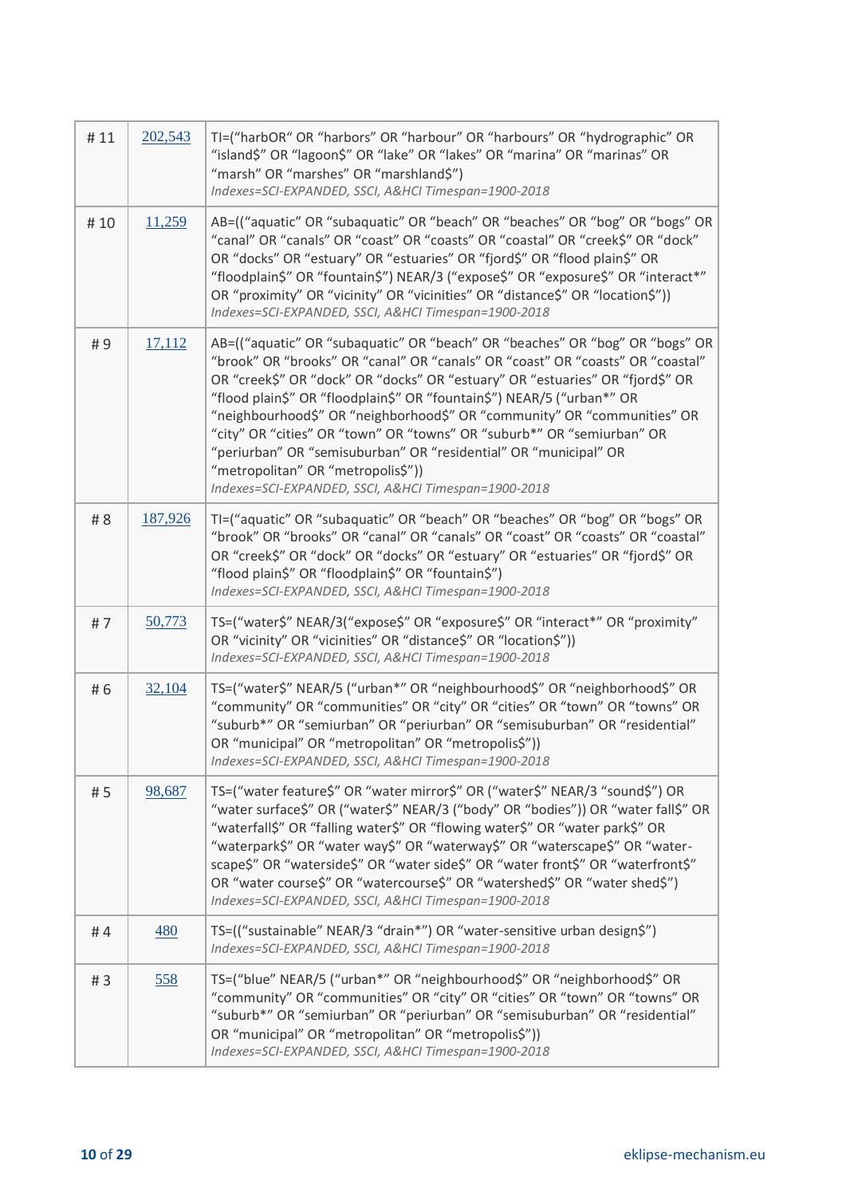| | | |
|---|---|---|
| # 11 | 202,543 | TI=("harbOR" OR "harbors" OR "harbour" OR "harbours" OR "hydrographic" OR "island$" OR "lagoon$" OR "lake" OR "lakes" OR "marina" OR "marinas" OR "marsh" OR "marshes" OR "marshland$")<br>*Indexes=SCI-EXPANDED, SSCI, A&HCI Timespan=1900-2018* |
| # 10 | 11,259 | AB=(("aquatic" OR "subaquatic" OR "beach" OR "beaches" OR "bog" OR "bogs" OR "canal" OR "canals" OR "coast" OR "coasts" OR "coastal" OR "creek$" OR "dock" OR "docks" OR "estuary" OR "estuaries" OR "fjord$" OR "flood plain$" OR "floodplain$" OR "fountain$") NEAR/3 ("expose$" OR "exposure$" OR "interact*" OR "proximity" OR "vicinity" OR "vicinities" OR "distance$" OR "location$"))<br>*Indexes=SCI-EXPANDED, SSCI, A&HCI Timespan=1900-2018* |
| # 9 | 17,112 | AB=(("aquatic" OR "subaquatic" OR "beach" OR "beaches" OR "bog" OR "bogs" OR "brook" OR "brooks" OR "canal" OR "canals" OR "coast" OR "coasts" OR "coastal" OR "creek$" OR "dock" OR "docks" OR "estuary" OR "estuaries" OR "fjord$" OR "flood plain$" OR "floodplain$" OR "fountain$") NEAR/5 ("urban*" OR "neighbourhood$" OR "neighborhood$" OR "community" OR "communities" OR "city" OR "cities" OR "town" OR "towns" OR "suburb*" OR "semiurban" OR "periurban" OR "semisuburban" OR "residential" OR "municipal" OR "metropolitan" OR "metropolis$"))<br>*Indexes=SCI-EXPANDED, SSCI, A&HCI Timespan=1900-2018* |
| # 8 | 187,926 | TI=("aquatic" OR "subaquatic" OR "beach" OR "beaches" OR "bog" OR "bogs" OR "brook" OR "brooks" OR "canal" OR "canals" OR "coast" OR "coasts" OR "coastal" OR "creek$" OR "dock" OR "docks" OR "estuary" OR "estuaries" OR "fjord$" OR "flood plain$" OR "floodplain$" OR "fountain$")<br>*Indexes=SCI-EXPANDED, SSCI, A&HCI Timespan=1900-2018* |
| # 7 | 50,773 | TS=("water$" NEAR/3("expose$" OR "exposure$" OR "interact*" OR "proximity" OR "vicinity" OR "vicinities" OR "distance$" OR "location$"))<br>*Indexes=SCI-EXPANDED, SSCI, A&HCI Timespan=1900-2018* |
| # 6 | 32,104 | TS=("water$" NEAR/5 ("urban*" OR "neighbourhood$" OR "neighborhood$" OR "community" OR "communities" OR "city" OR "cities" OR "town" OR "towns" OR "suburb*" OR "semiurban" OR "periurban" OR "semisuburban" OR "residential" OR "municipal" OR "metropolitan" OR "metropolis$"))<br>*Indexes=SCI-EXPANDED, SSCI, A&HCI Timespan=1900-2018* |
| # 5 | 98,687 | TS=("water feature$" OR "water mirror$" OR ("water$" NEAR/3 "sound$") OR "water surface$" OR ("water$" NEAR/3 ("body" OR "bodies")) OR "water fall$" OR "waterfall$" OR "falling water$" OR "flowing water$" OR "water park$" OR "waterpark$" OR "water way$" OR "waterway$" OR "waterscape$" OR "water-scape$" OR "waterside$" OR "water side$" OR "water front$" OR "waterfront$" OR "water course$" OR "watercourse$" OR "watershed$" OR "water shed$")<br>*Indexes=SCI-EXPANDED, SSCI, A&HCI Timespan=1900-2018* |
| # 4 | 480 | TS=(("sustainable" NEAR/3 "drain*") OR "water-sensitive urban design$")<br>*Indexes=SCI-EXPANDED, SSCI, A&HCI Timespan=1900-2018* |
| # 3 | 558 | TS=("blue" NEAR/5 ("urban*" OR "neighbourhood$" OR "neighborhood$" OR "community" OR "communities" OR "city" OR "cities" OR "town" OR "towns" OR "suburb*" OR "semiurban" OR "periurban" OR "semisuburban" OR "residential" OR "municipal" OR "metropolitan" OR "metropolis$"))<br>*Indexes=SCI-EXPANDED, SSCI, A&HCI Timespan=1900-2018* |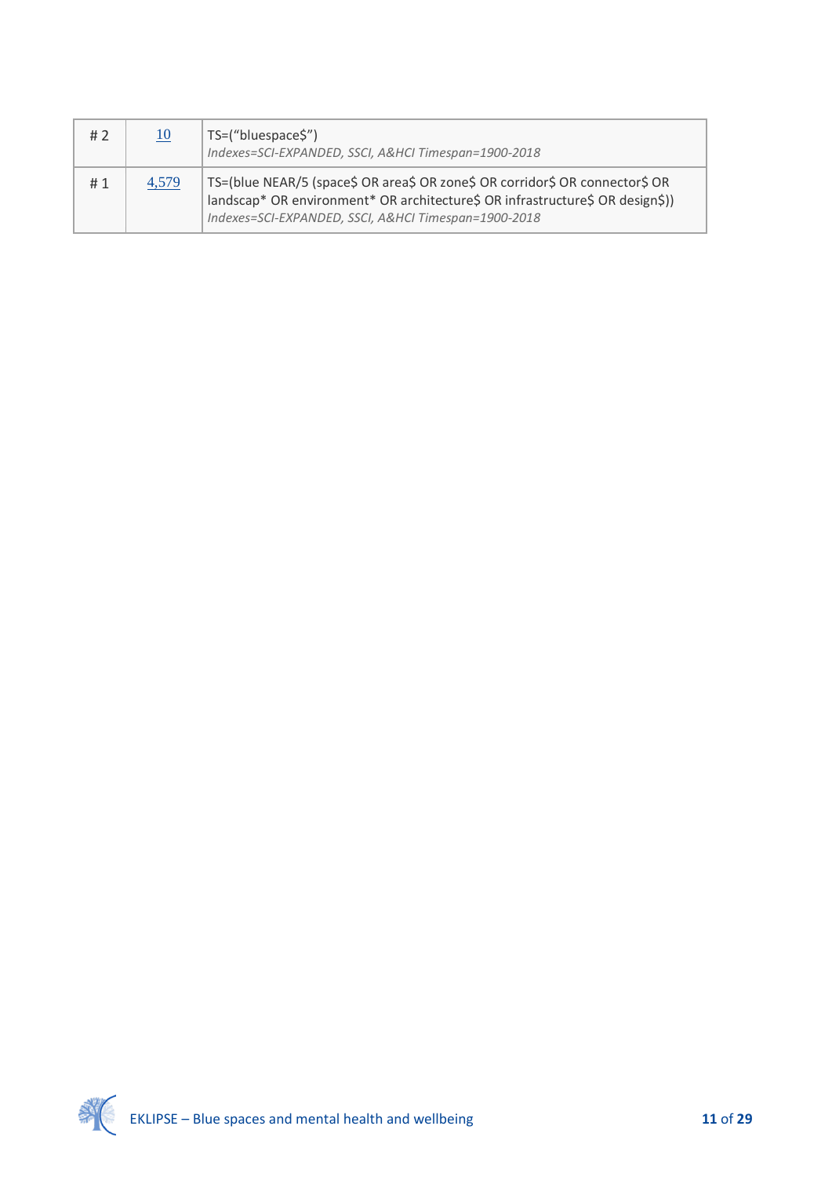| | | |
|---|---|---|
| # 2 | 10 | TS=(“bluespace$”)<br>*Indexes=SCI-EXPANDED, SSCI, A&HCI Timespan=1900-2018* |
| # 1 | 4,579 | TS=(blue NEAR/5 (space$ OR area$ OR zone$ OR corridor$ OR connector$ OR landscap* OR environment* OR architecture$ OR infrastructure$ OR design$))<br>*Indexes=SCI-EXPANDED, SSCI, A&HCI Timespan=1900-2018* |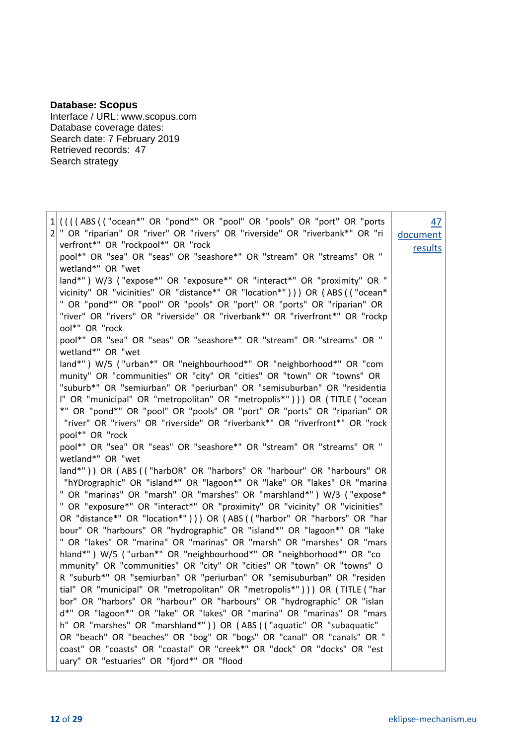**Database: Scopus**
Interface / URL: www.scopus.com
Database coverage dates:
Search date: 7 February 2019
Retrieved records: 47
Search strategy

| | | |
|---|---|---|
| 1 2 | ( ( ( ( ABS ( ( "ocean*" OR "pond*" OR "pool" OR "pools" OR "port" OR "ports " OR "riparian" OR "river" OR "rivers" OR "riverside" OR "riverbank*" OR "riverfront*" OR "rockpool*" OR "rock pool*" OR "sea" OR "seas" OR "seashore*" OR "stream" OR "streams" OR " wetland*" OR "wet land*" ) W/3 ( "expose*" OR "exposure*" OR "interact*" OR "proximity" OR " vicinity" OR "vicinities" OR "distance*" OR "location*" ) ) ) OR ( ABS ( ( "ocean* " OR "pond*" OR "pool" OR "pools" OR "port" OR "ports" OR "riparian" OR "river" OR "rivers" OR "riverside" OR "riverbank*" OR "riverfront*" OR "rockpool*" OR "rock pool*" OR "sea" OR "seas" OR "seashore*" OR "stream" OR "streams" OR " wetland*" OR "wet land*" ) W/5 ( "urban*" OR "neighbourhood*" OR "neighborhood*" OR "community" OR "communities" OR "city" OR "cities" OR "town" OR "towns" OR "suburb*" OR "semiurban" OR "periurban" OR "semisuburban" OR "residential" OR "municipal" OR "metropolitan" OR "metropolis*" ) ) ) OR ( TITLE ( "ocean*" OR "pond*" OR "pool" OR "pools" OR "port" OR "ports" OR "riparian" OR "river" OR "rivers" OR "riverside" OR "riverbank*" OR "riverfront*" OR "rock pool*" OR "rock pool*" OR "sea" OR "seas" OR "seashore*" OR "stream" OR "streams" OR " wetland*" OR "wet land*" ) ) OR ( ABS ( ( "harbOR" OR "harbors" OR "harbour" OR "harbours" OR "hYDrographic" OR "island*" OR "lagoon*" OR "lake" OR "lakes" OR "marina " OR "marinas" OR "marsh" OR "marshes" OR "marshland*" ) W/3 ( "expose* " OR "exposure*" OR "interact*" OR "proximity" OR "vicinity" OR "vicinities" OR "distance*" OR "location*" ) ) ) OR ( ABS ( ( "harbor" OR "harbors" OR "harbour" OR "harbours" OR "hydrographic" OR "island*" OR "lagoon*" OR "lake " OR "lakes" OR "marina" OR "marinas" OR "marsh" OR "marshes" OR "marshland*" ) W/5 ( "urban*" OR "neighbourhood*" OR "neighborhood*" OR "community" OR "communities" OR "city" OR "cities" OR "town" OR "towns" OR "suburb*" OR "semiurban" OR "periurban" OR "semisuburban" OR "residential" OR "municipal" OR "metropolitan" OR "metropolis*" ) ) ) OR ( TITLE ( "harbor" OR "harbors" OR "harbour" OR "harbours" OR "hydrographic" OR "island*" OR "lagoon*" OR "lake" OR "lakes" OR "marina" OR "marinas" OR "marsh" OR "marshes" OR "marshland*" ) ) OR ( ABS ( ( "aquatic" OR "subaquatic" OR "beach" OR "beaches" OR "bog" OR "bogs" OR "canal" OR "canals" OR " coast" OR "coasts" OR "coastal" OR "creek*" OR "dock" OR "docks" OR "estuary" OR "estuaries" OR "fjord*" OR "flood | 47 document results |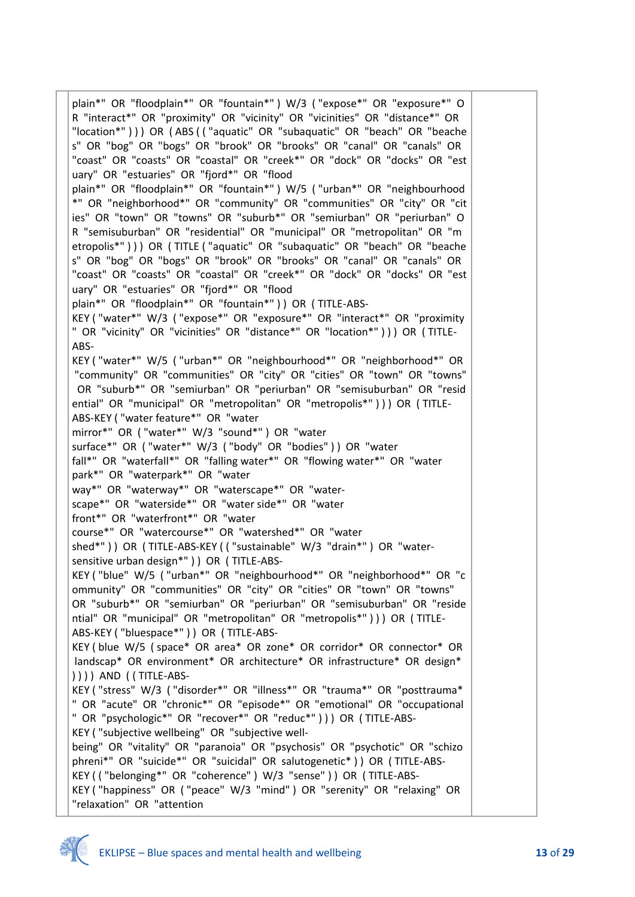| | |
|---|---|
| plain*" OR "floodplain*" OR "fountain*" ) W/3 ( "expose*" OR "exposure*" OR "interact*" OR "proximity" OR "vicinity" OR "vicinities" OR "distance*" OR "location*" ) ) ) OR ( ABS ( ( "aquatic" OR "subaquatic" OR "beach" OR "beaches" OR "bog" OR "bogs" OR "brook" OR "brooks" OR "canal" OR "canals" OR "coast" OR "coasts" OR "coastal" OR "creek*" OR "dock" OR "docks" OR "estuary" OR "estuaries" OR "fjord*" OR "flood plain*" OR "floodplain*" OR "fountain*" ) W/5 ( "urban*" OR "neighbourhood*" OR "neighborhood*" OR "community" OR "communities" OR "city" OR "cities" OR "town" OR "towns" OR "suburb*" OR "semiurban" OR "periurban" OR "semisuburban" OR "residential" OR "municipal" OR "metropolitan" OR "metropolis*" ) ) ) OR ( TITLE ( "aquatic" OR "subaquatic" OR "beach" OR "beaches" OR "bog" OR "bogs" OR "brook" OR "brooks" OR "canal" OR "canals" OR "coast" OR "coasts" OR "coastal" OR "creek*" OR "dock" OR "docks" OR "estuary" OR "estuaries" OR "fjord*" OR "flood plain*" OR "floodplain*" OR "fountain*" ) ) OR ( TITLE-ABS-KEY ( "water*" W/3 ( "expose*" OR "exposure*" OR "interact*" OR "proximity" OR "vicinity" OR "vicinities" OR "distance*" OR "location*" ) ) ) OR ( TITLE-ABS-KEY ( "water*" W/5 ( "urban*" OR "neighbourhood*" OR "neighborhood*" OR "community" OR "communities" OR "city" OR "cities" OR "town" OR "towns" OR "suburb*" OR "semiurban" OR "periurban" OR "semisuburban" OR "residential" OR "municipal" OR "metropolitan" OR "metropolis*" ) ) ) OR ( TITLE-ABS-KEY ( "water feature*" OR "water mirror*" OR ( "water*" W/3 "sound*" ) OR "water surface*" OR ( "water*" W/3 ( "body" OR "bodies" ) ) OR "water fall*" OR "waterfall*" OR "falling water*" OR "flowing water*" OR "water park*" OR "waterpark*" OR "water way*" OR "waterway*" OR "waterscape*" OR "water-scape*" OR "waterside*" OR "water side*" OR "water front*" OR "waterfront*" OR "water course*" OR "watercourse*" OR "watershed*" OR "water shed*" ) ) OR ( TITLE-ABS-KEY ( ( "sustainable" W/3 "drain*" ) OR "water-sensitive urban design*" ) ) OR ( TITLE-ABS-KEY ( "blue" W/5 ( "urban*" OR "neighbourhood*" OR "neighborhood*" OR "community" OR "communities" OR "city" OR "cities" OR "town" OR "towns" OR "suburb*" OR "semiurban" OR "periurban" OR "semisuburban" OR "residential" OR "municipal" OR "metropolitan" OR "metropolis*" ) ) ) OR ( TITLE-ABS-KEY ( "bluespace*" ) ) OR ( TITLE-ABS-KEY ( blue W/5 ( space* OR area* OR zone* OR corridor* OR connector* OR landscap* OR environment* OR architecture* OR infrastructure* OR design* ) ) ) ) AND ( ( TITLE-ABS-KEY ( "stress" W/3 ( "disorder*" OR "illness*" OR "trauma*" OR "posttrauma*" OR "acute" OR "chronic*" OR "episode*" OR "emotional" OR "occupational" OR "psychologic*" OR "recover*" OR "reduc*" ) ) ) OR ( TITLE-ABS-KEY ( "subjective wellbeing" OR "subjective well-being" OR "vitality" OR "paranoia" OR "psychosis" OR "psychotic" OR "schizophreni*" OR "suicide*" OR "suicidal" OR salutogenetic* ) ) OR ( TITLE-ABS-KEY ( ( "belonging*" OR "coherence" ) W/3 "sense" ) ) OR ( TITLE-ABS-KEY ( "happiness" OR ( "peace" W/3 "mind" ) OR "serenity" OR "relaxing" OR "relaxation" OR "attention | |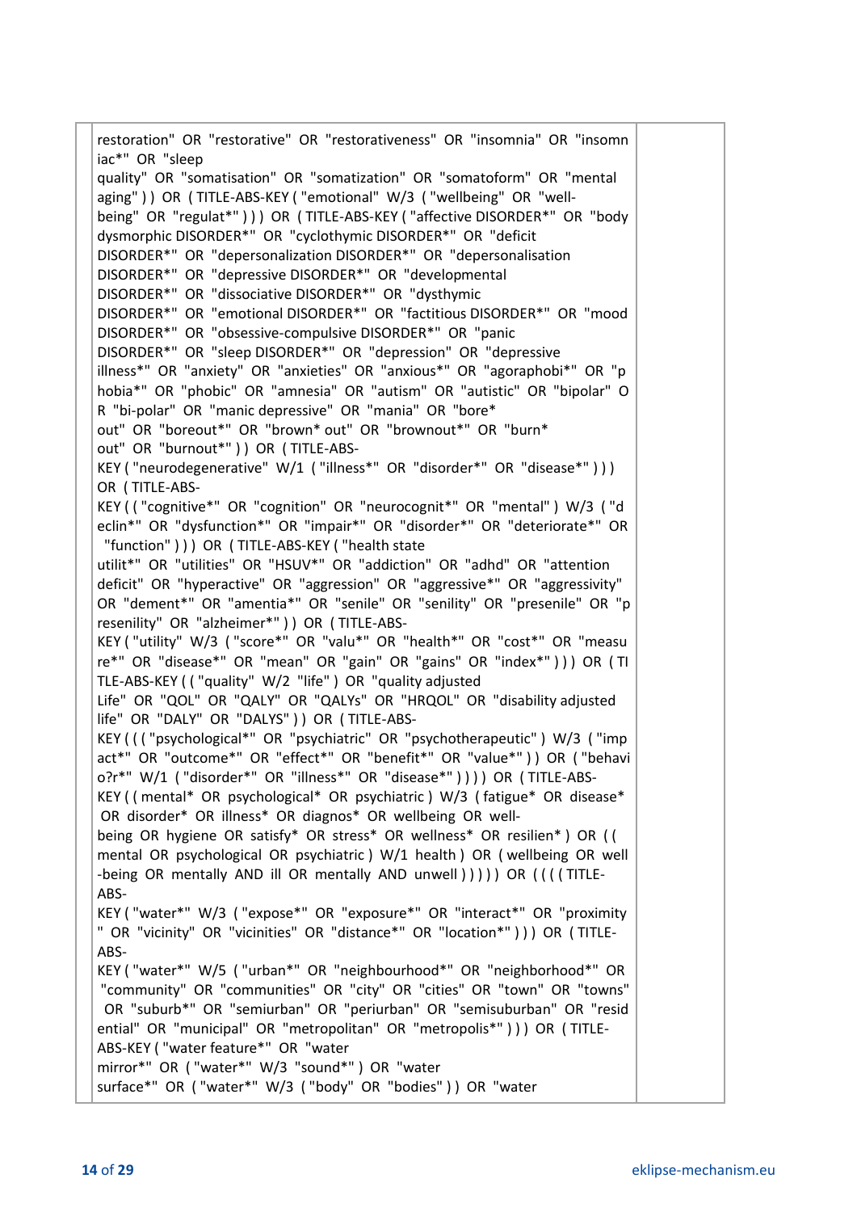| | |
|---|---|
| restoration" OR "restorative" OR "restorativeness" OR "insomnia" OR "insomniac*" OR "sleep quality" OR "somatisation" OR "somatization" OR "somatoform" OR "mental aging" ) ) OR ( TITLE-ABS-KEY ( "emotional" W/3 ( "wellbeing" OR "well-being" OR "regulat*" ) ) ) OR ( TITLE-ABS-KEY ( "affective DISORDER*" OR "body dysmorphic DISORDER*" OR "cyclothymic DISORDER*" OR "deficit DISORDER*" OR "depersonalization DISORDER*" OR "depersonalisation DISORDER*" OR "depressive DISORDER*" OR "developmental DISORDER*" OR "dissociative DISORDER*" OR "dysthymic DISORDER*" OR "emotional DISORDER*" OR "factitious DISORDER*" OR "mood DISORDER*" OR "obsessive-compulsive DISORDER*" OR "panic DISORDER*" OR "sleep DISORDER*" OR "depression" OR "depressive illness*" OR "anxiety" OR "anxieties" OR "anxious*" OR "agoraphobi*" OR "phobia*" OR "phobic" OR "amnesia" OR "autism" OR "autistic" OR "bipolar" OR "bi-polar" OR "manic depressive" OR "mania" OR "bore* out" OR "boreout*" OR "brown* out" OR "brownout*" OR "burn* out" OR "burnout*" ) ) OR ( TITLE-ABS-KEY ( "neurodegenerative" W/1 ( "illness*" OR "disorder*" OR "disease*" ) ) ) OR ( TITLE-ABS-KEY ( ( "cognitive*" OR "cognition" OR "neurocognit*" OR "mental" ) W/3 ( "declin*" OR "dysfunction*" OR "impair*" OR "disorder*" OR "deteriorate*" OR "function" ) ) ) OR ( TITLE-ABS-KEY ( "health state utilit*" OR "utilities" OR "HSUV*" OR "addiction" OR "adhd" OR "attention deficit" OR "hyperactive" OR "aggression" OR "aggressive*" OR "aggressivity" OR "dement*" OR "amentia*" OR "senile" OR "senility" OR "presenile" OR "presenility" OR "alzheimer*" ) ) OR ( TITLE-ABS-KEY ( "utility" W/3 ( "score*" OR "valu*" OR "health*" OR "cost*" OR "measure*" OR "disease*" OR "mean" OR "gain" OR "gains" OR "index*" ) ) ) OR ( TITLE-ABS-KEY ( ( "quality" W/2 "life" ) OR "quality adjusted Life" OR "QOL" OR "QALY" OR "QALYs" OR "HRQOL" OR "disability adjusted life" OR "DALY" OR "DALYS" ) ) OR ( TITLE-ABS-KEY ( ( ( "psychological*" OR "psychiatric" OR "psychotherapeutic" ) W/3 ( "impact*" OR "outcome*" OR "effect*" OR "benefit*" OR "value*" ) ) OR ( "behavio?r*" W/1 ( "disorder*" OR "illness*" OR "disease*" ) ) ) ) OR ( TITLE-ABS-KEY ( ( mental* OR psychological* OR psychiatric ) W/3 ( fatigue* OR disease* OR disorder* OR illness* OR diagnos* OR wellbeing OR well-being OR hygiene OR satisfy* OR stress* OR wellness* OR resilien* ) OR ( ( mental OR psychological OR psychiatric ) W/1 health ) OR ( wellbeing OR well-being OR mentally AND ill OR mentally AND unwell ) ) ) ) ) OR ( ( ( ( TITLE-ABS-KEY ( "water*" W/3 ( "expose*" OR "exposure*" OR "interact*" OR "proximity" OR "vicinity" OR "vicinities" OR "distance*" OR "location*" ) ) ) OR ( TITLE-ABS-KEY ( "water*" W/5 ( "urban*" OR "neighbourhood*" OR "neighborhood*" OR "community" OR "communities" OR "city" OR "cities" OR "town" OR "towns" OR "suburb*" OR "semiurban" OR "periurban" OR "semisuburban" OR "residential" OR "municipal" OR "metropolitan" OR "metropolis*" ) ) ) OR ( TITLE-ABS-KEY ( "water feature*" OR "water mirror*" OR ( "water*" W/3 "sound*" ) OR "water surface*" OR ( "water*" W/3 ( "body" OR "bodies" ) ) OR "water | |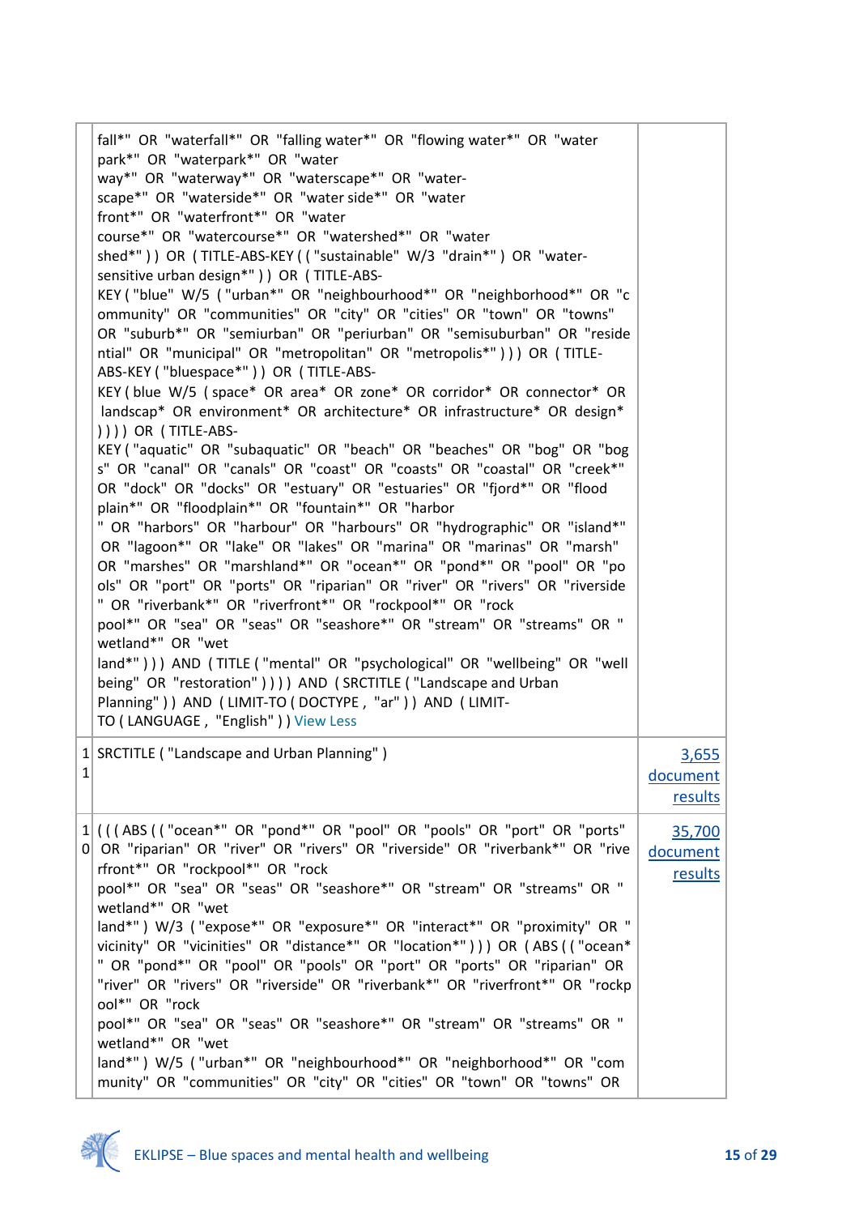| | | |
|---|---|---|
| | fall*" OR "waterfall*" OR "falling water*" OR "flowing water*" OR "water park*" OR "waterpark*" OR "water way*" OR "waterway*" OR "waterscape*" OR "water-scape*" OR "waterside*" OR "water side*" OR "water front*" OR "waterfront*" OR "water course*" OR "watercourse*" OR "watershed*" OR "water shed*" ) ) OR ( TITLE-ABS-KEY ( ( "sustainable" W/3 "drain*" ) OR "water-sensitive urban design*" ) ) OR ( TITLE-ABS-KEY ( "blue" W/5 ( "urban*" OR "neighbourhood*" OR "neighborhood*" OR "community" OR "communities" OR "city" OR "cities" OR "town" OR "towns" OR "suburb*" OR "semiurban" OR "periurban" OR "semisuburban" OR "residential" OR "municipal" OR "metropolitan" OR "metropolis*" ) ) ) OR ( TITLE-ABS-KEY ( "bluespace*" ) ) OR ( TITLE-ABS-KEY ( blue W/5 ( space* OR area* OR zone* OR corridor* OR connector* OR landscap* OR environment* OR architecture* OR infrastructure* OR design* ) ) ) ) OR ( TITLE-ABS-KEY ( "aquatic" OR "subaquatic" OR "beach" OR "beaches" OR "bog" OR "bogs" OR "canal" OR "canals" OR "coast" OR "coasts" OR "coastal" OR "creek*" OR "dock" OR "docks" OR "estuary" OR "estuaries" OR "fjord*" OR "flood plain*" OR "floodplain*" OR "fountain*" OR "harbor " OR "harbors" OR "harbour" OR "harbours" OR "hydrographic" OR "island*" OR "lagoon*" OR "lake" OR "lakes" OR "marina" OR "marinas" OR "marsh" OR "marshes" OR "marshland*" OR "ocean*" OR "pond*" OR "pool" OR "pools" OR "port" OR "ports" OR "riparian" OR "river" OR "rivers" OR "riverside " OR "riverbank*" OR "riverfront*" OR "rockpool*" OR "rock pool*" OR "sea" OR "seas" OR "seashore*" OR "stream" OR "streams" OR " wetland*" OR "wet land*" ) ) ) AND ( TITLE ( "mental" OR "psychological" OR "wellbeing" OR "well being" OR "restoration" ) ) ) ) AND ( SRCTITLE ( "Landscape and Urban Planning" ) ) AND ( LIMIT-TO ( DOCTYPE , "ar" ) ) AND ( LIMIT-TO ( LANGUAGE , "English" ) ) View Less | |
| 11 | SRCTITLE ( "Landscape and Urban Planning" ) | 3,655 document results |
| 10 | ( ( ( ABS ( ( "ocean*" OR "pond*" OR "pool" OR "pools" OR "port" OR "ports" OR "riparian" OR "river" OR "rivers" OR "riverside" OR "riverbank*" OR "riverfront*" OR "rockpool*" OR "rock pool*" OR "sea" OR "seas" OR "seashore*" OR "stream" OR "streams" OR " wetland*" OR "wet land*" ) W/3 ( "expose*" OR "exposure*" OR "interact*" OR "proximity" OR " vicinity" OR "vicinities" OR "distance*" OR "location*" ) ) ) OR ( ABS ( ( "ocean*" OR "pond*" OR "pool" OR "pools" OR "port" OR "ports" OR "riparian" OR "river" OR "rivers" OR "riverside" OR "riverbank*" OR "riverfront*" OR "rockpool*" OR "rock pool*" OR "sea" OR "seas" OR "seashore*" OR "stream" OR "streams" OR " wetland*" OR "wet land*" ) W/5 ( "urban*" OR "neighbourhood*" OR "neighborhood*" OR "community" OR "communities" OR "city" OR "cities" OR "town" OR "towns" OR | 35,700 document results |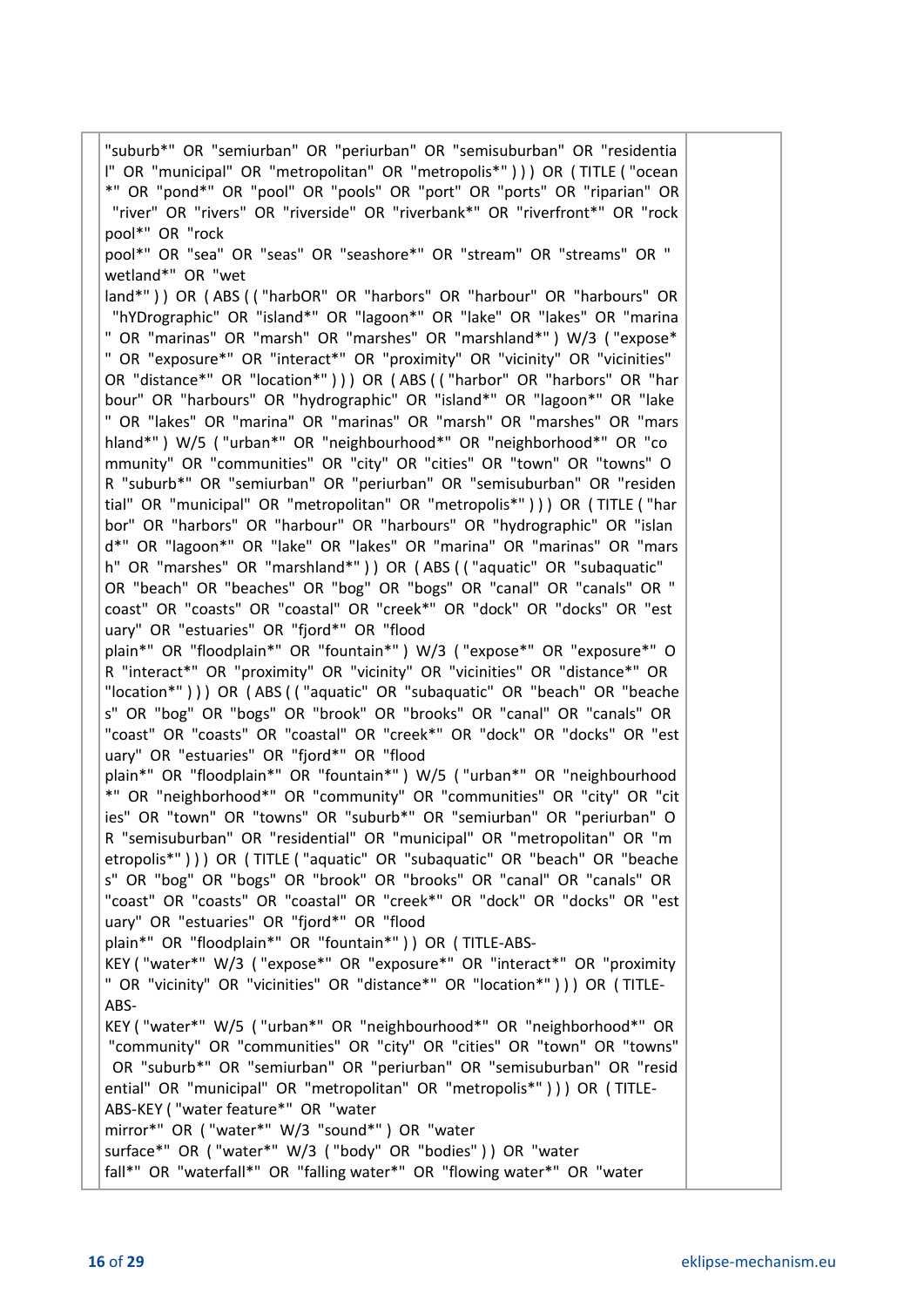| | |
|---|---|
| "suburb*" OR "semiurban" OR "periurban" OR "semisuburban" OR "residential" OR "municipal" OR "metropolitan" OR "metropolis*" ) ) ) OR ( TITLE ( "ocean*" OR "pond*" OR "pool" OR "pools" OR "port" OR "ports" OR "riparian" OR "river" OR "rivers" OR "riverside" OR "riverbank*" OR "riverfront*" OR "rock pool*" OR "rock pool*" OR "sea" OR "seas" OR "seashore*" OR "stream" OR "streams" OR " wetland*" OR "wet land*" ) ) OR ( ABS ( ( "harbOR" OR "harbors" OR "harbour" OR "harbours" OR "hYDrographic" OR "island*" OR "lagoon*" OR "lake" OR "lakes" OR "marina" OR "marinas" OR "marsh" OR "marshes" OR "marshland*" ) W/3 ( "expose*" OR "exposure*" OR "interact*" OR "proximity" OR "vicinity" OR "vicinities" OR "distance*" OR "location*" ) ) ) OR ( ABS ( ( "harbor" OR "harbors" OR "harbour" OR "harbours" OR "hydrographic" OR "island*" OR "lagoon*" OR "lake" OR "lakes" OR "marina" OR "marinas" OR "marsh" OR "marshes" OR "marshland*" ) W/5 ( "urban*" OR "neighbourhood*" OR "neighborhood*" OR "community" OR "communities" OR "city" OR "cities" OR "town" OR "towns" OR "suburb*" OR "semiurban" OR "periurban" OR "semisuburban" OR "residential" OR "municipal" OR "metropolitan" OR "metropolis*" ) ) ) OR ( TITLE ( "harbor" OR "harbors" OR "harbour" OR "harbours" OR "hydrographic" OR "island*" OR "lagoon*" OR "lake" OR "lakes" OR "marina" OR "marinas" OR "marsh" OR "marshes" OR "marshland*" ) ) OR ( ABS ( ( "aquatic" OR "subaquatic" OR "beach" OR "beaches" OR "bog" OR "bogs" OR "canal" OR "canals" OR " coast" OR "coasts" OR "coastal" OR "creek*" OR "dock" OR "docks" OR "estuary" OR "estuaries" OR "fjord*" OR "flood plain*" OR "floodplain*" OR "fountain*" ) W/3 ( "expose*" OR "exposure*" OR "interact*" OR "proximity" OR "vicinity" OR "vicinities" OR "distance*" OR "location*" ) ) ) OR ( ABS ( ( "aquatic" OR "subaquatic" OR "beach" OR "beaches" OR "bog" OR "bogs" OR "brook" OR "brooks" OR "canal" OR "canals" OR "coast" OR "coasts" OR "coastal" OR "creek*" OR "dock" OR "docks" OR "estuary" OR "estuaries" OR "fjord*" OR "flood plain*" OR "floodplain*" OR "fountain*" ) W/5 ( "urban*" OR "neighbourhood*" OR "neighborhood*" OR "community" OR "communities" OR "city" OR "cities" OR "town" OR "towns" OR "suburb*" OR "semiurban" OR "periurban" OR "semisuburban" OR "residential" OR "municipal" OR "metropolitan" OR "metropolis*" ) ) ) OR ( TITLE ( "aquatic" OR "subaquatic" OR "beach" OR "beaches" OR "bog" OR "bogs" OR "brook" OR "brooks" OR "canal" OR "canals" OR "coast" OR "coasts" OR "coastal" OR "creek*" OR "dock" OR "docks" OR "estuary" OR "estuaries" OR "fjord*" OR "flood plain*" OR "floodplain*" OR "fountain*" ) ) OR ( TITLE-ABS-KEY ( "water*" W/3 ( "expose*" OR "exposure*" OR "interact*" OR "proximity" OR "vicinity" OR "vicinities" OR "distance*" OR "location*" ) ) ) OR ( TITLE-ABS-KEY ( "water*" W/5 ( "urban*" OR "neighbourhood*" OR "neighborhood*" OR "community" OR "communities" OR "city" OR "cities" OR "town" OR "towns" OR "suburb*" OR "semiurban" OR "periurban" OR "semisuburban" OR "residential" OR "municipal" OR "metropolitan" OR "metropolis*" ) ) ) OR ( TITLE-ABS-KEY ( "water feature*" OR "water mirror*" OR ( "water*" W/3 "sound*" ) OR "water surface*" OR ( "water*" W/3 ( "body" OR "bodies" ) ) OR "water fall*" OR "waterfall*" OR "falling water*" OR "flowing water*" OR "water | |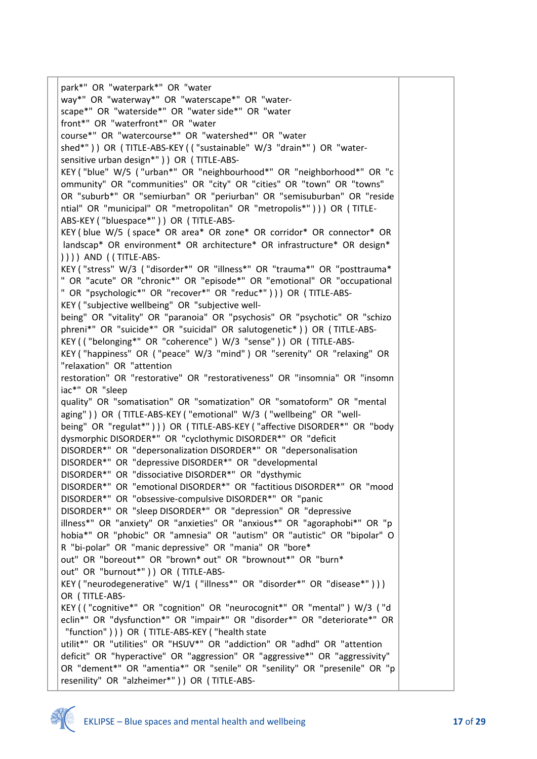| | |
|---|---|
| park*" OR "waterpark*" OR "water way*" OR "waterway*" OR "waterscape*" OR "water-scape*" OR "waterside*" OR "water side*" OR "water front*" OR "waterfront*" OR "water course*" OR "watercourse*" OR "watershed*" OR "water shed*" ) ) OR ( TITLE-ABS-KEY ( ( "sustainable" W/3 "drain*" ) OR "water-sensitive urban design*" ) ) OR ( TITLE-ABS-KEY ( "blue" W/5 ( "urban*" OR "neighbourhood*" OR "neighborhood*" OR "community" OR "communities" OR "city" OR "cities" OR "town" OR "towns" OR "suburb*" OR "semiurban" OR "periurban" OR "semisuburban" OR "residential" OR "municipal" OR "metropolitan" OR "metropolis*" ) ) ) OR ( TITLE-ABS-KEY ( "bluespace*" ) ) OR ( TITLE-ABS-KEY ( blue W/5 ( space* OR area* OR zone* OR corridor* OR connector* OR landscap* OR environment* OR architecture* OR infrastructure* OR design* ) ) ) ) AND ( ( TITLE-ABS-KEY ( "stress" W/3 ( "disorder*" OR "illness*" OR "trauma*" OR "posttrauma*" OR "acute" OR "chronic*" OR "episode*" OR "emotional" OR "occupational" OR "psychologic*" OR "recover*" OR "reduc*" ) ) ) OR ( TITLE-ABS-KEY ( "subjective wellbeing" OR "subjective well-being" OR "vitality" OR "paranoia" OR "psychosis" OR "psychotic" OR "schizophreni*" OR "suicide*" OR "suicidal" OR salutogenetic* ) ) OR ( TITLE-ABS-KEY ( ( "belonging*" OR "coherence" ) W/3 "sense" ) ) OR ( TITLE-ABS-KEY ( "happiness" OR ( "peace" W/3 "mind" ) OR "serenity" OR "relaxing" OR "relaxation" OR "attention restoration" OR "restorative" OR "restorativeness" OR "insomnia" OR "insomniac*" OR "sleep quality" OR "somatisation" OR "somatization" OR "somatoform" OR "mental aging" ) ) OR ( TITLE-ABS-KEY ( "emotional" W/3 ( "wellbeing" OR "well-being" OR "regulat*" ) ) ) OR ( TITLE-ABS-KEY ( "affective DISORDER*" OR "body dysmorphic DISORDER*" OR "cyclothymic DISORDER*" OR "deficit DISORDER*" OR "depersonalization DISORDER*" OR "depersonalisation DISORDER*" OR "depressive DISORDER*" OR "developmental DISORDER*" OR "dissociative DISORDER*" OR "dysthymic DISORDER*" OR "emotional DISORDER*" OR "factitious DISORDER*" OR "mood DISORDER*" OR "obsessive-compulsive DISORDER*" OR "panic DISORDER*" OR "sleep DISORDER*" OR "depression" OR "depressive illness*" OR "anxiety" OR "anxieties" OR "anxious*" OR "agoraphobi*" OR "phobia*" OR "phobic" OR "amnesia" OR "autism" OR "autistic" OR "bipolar" OR "bi-polar" OR "manic depressive" OR "mania" OR "bore* out" OR "boreout*" OR "brown* out" OR "brownout*" OR "burn* out" OR "burnout*" ) ) OR ( TITLE-ABS-KEY ( "neurodegenerative" W/1 ( "illness*" OR "disorder*" OR "disease*" ) ) ) OR ( TITLE-ABS-KEY ( ( "cognitive*" OR "cognition" OR "neurocognit*" OR "mental" ) W/3 ( "declin*" OR "dysfunction*" OR "impair*" OR "disorder*" OR "deteriorate*" OR "function" ) ) ) OR ( TITLE-ABS-KEY ( "health state utilit*" OR "utilities" OR "HSUV*" OR "addiction" OR "adhd" OR "attention deficit" OR "hyperactive" OR "aggression" OR "aggressive*" OR "aggressivity" OR "dement*" OR "amentia*" OR "senile" OR "senility" OR "presenile" OR "presenility" OR "alzheimer*" ) ) OR ( TITLE-ABS- | |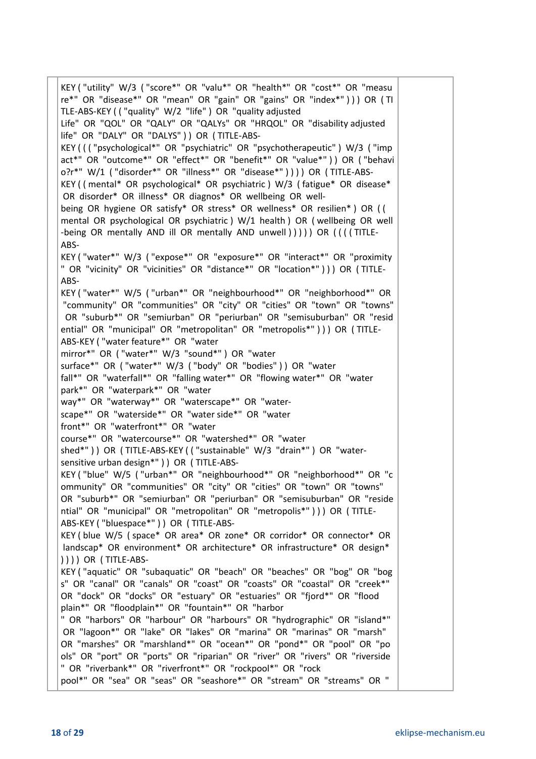| | |
|---|---|
| KEY ( "utility" W/3 ( "score*" OR "valu*" OR "health*" OR "cost*" OR "measure*" OR "disease*" OR "mean" OR "gain" OR "gains" OR "index*" ) ) ) OR ( TITLE-ABS-KEY ( ( "quality" W/2 "life" ) OR "quality adjusted Life" OR "QOL" OR "QALY" OR "QALYs" OR "HRQOL" OR "disability adjusted life" OR "DALY" OR "DALYS" ) ) OR ( TITLE-ABS-KEY ( ( ( "psychological*" OR "psychiatric" OR "psychotherapeutic" ) W/3 ( "impact*" OR "outcome*" OR "effect*" OR "benefit*" OR "value*" ) ) OR ( "behavio?r*" W/1 ( "disorder*" OR "illness*" OR "disease*" ) ) ) ) OR ( TITLE-ABS-KEY ( ( mental* OR psychological* OR psychiatric ) W/3 ( fatigue* OR disease* OR disorder* OR illness* OR diagnos* OR wellbeing OR well-being OR hygiene OR satisfy* OR stress* OR wellness* OR resilien* ) OR ( ( mental OR psychological OR psychiatric ) W/1 health ) OR ( wellbeing OR well-being OR mentally AND ill OR mentally AND unwell ) ) ) ) ) OR ( ( ( ( TITLE-ABS-KEY ( "water*" W/3 ( "expose*" OR "exposure*" OR "interact*" OR "proximity" OR "vicinity" OR "vicinities" OR "distance*" OR "location*" ) ) ) OR ( TITLE-ABS-KEY ( "water*" W/5 ( "urban*" OR "neighbourhood*" OR "neighborhood*" OR "community" OR "communities" OR "city" OR "cities" OR "town" OR "towns" OR "suburb*" OR "semiurban" OR "periurban" OR "semisuburban" OR "residential" OR "municipal" OR "metropolitan" OR "metropolis*" ) ) ) OR ( TITLE-ABS-KEY ( "water feature*" OR "water mirror*" OR ( "water*" W/3 "sound*" ) OR "water surface*" OR ( "water*" W/3 ( "body" OR "bodies" ) ) OR "water fall*" OR "waterfall*" OR "falling water*" OR "flowing water*" OR "water park*" OR "waterpark*" OR "water way*" OR "waterway*" OR "waterscape*" OR "water-scape*" OR "waterside*" OR "water side*" OR "water front*" OR "waterfront*" OR "water course*" OR "watercourse*" OR "watershed*" OR "water shed*" ) ) OR ( TITLE-ABS-KEY ( ( "sustainable" W/3 "drain*" ) OR "water-sensitive urban design*" ) ) OR ( TITLE-ABS-KEY ( "blue" W/5 ( "urban*" OR "neighbourhood*" OR "neighborhood*" OR "community" OR "communities" OR "city" OR "cities" OR "town" OR "towns" OR "suburb*" OR "semiurban" OR "periurban" OR "semisuburban" OR "residential" OR "municipal" OR "metropolitan" OR "metropolis*" ) ) ) OR ( TITLE-ABS-KEY ( "bluespace*" ) ) OR ( TITLE-ABS-KEY ( blue W/5 ( space* OR area* OR zone* OR corridor* OR connector* OR landscap* OR environment* OR architecture* OR infrastructure* OR design* ) ) ) ) OR ( TITLE-ABS-KEY ( "aquatic" OR "subaquatic" OR "beach" OR "beaches" OR "bog" OR "bogs" OR "canal" OR "canals" OR "coast" OR "coasts" OR "coastal" OR "creek*" OR "dock" OR "docks" OR "estuary" OR "estuaries" OR "fjord*" OR "flood plain*" OR "floodplain*" OR "fountain*" OR "harbor" OR "harbors" OR "harbour" OR "harbours" OR "hydrographic" OR "island*" OR "lagoon*" OR "lake" OR "lakes" OR "marina" OR "marinas" OR "marsh" OR "marshes" OR "marshland*" OR "ocean*" OR "pond*" OR "pool" OR "pools" OR "port" OR "ports" OR "riparian" OR "river" OR "rivers" OR "riverside" OR "riverbank*" OR "riverfront*" OR "rockpool*" OR "rock pool*" OR "sea" OR "seas" OR "seashore*" OR "stream" OR "streams" OR " | |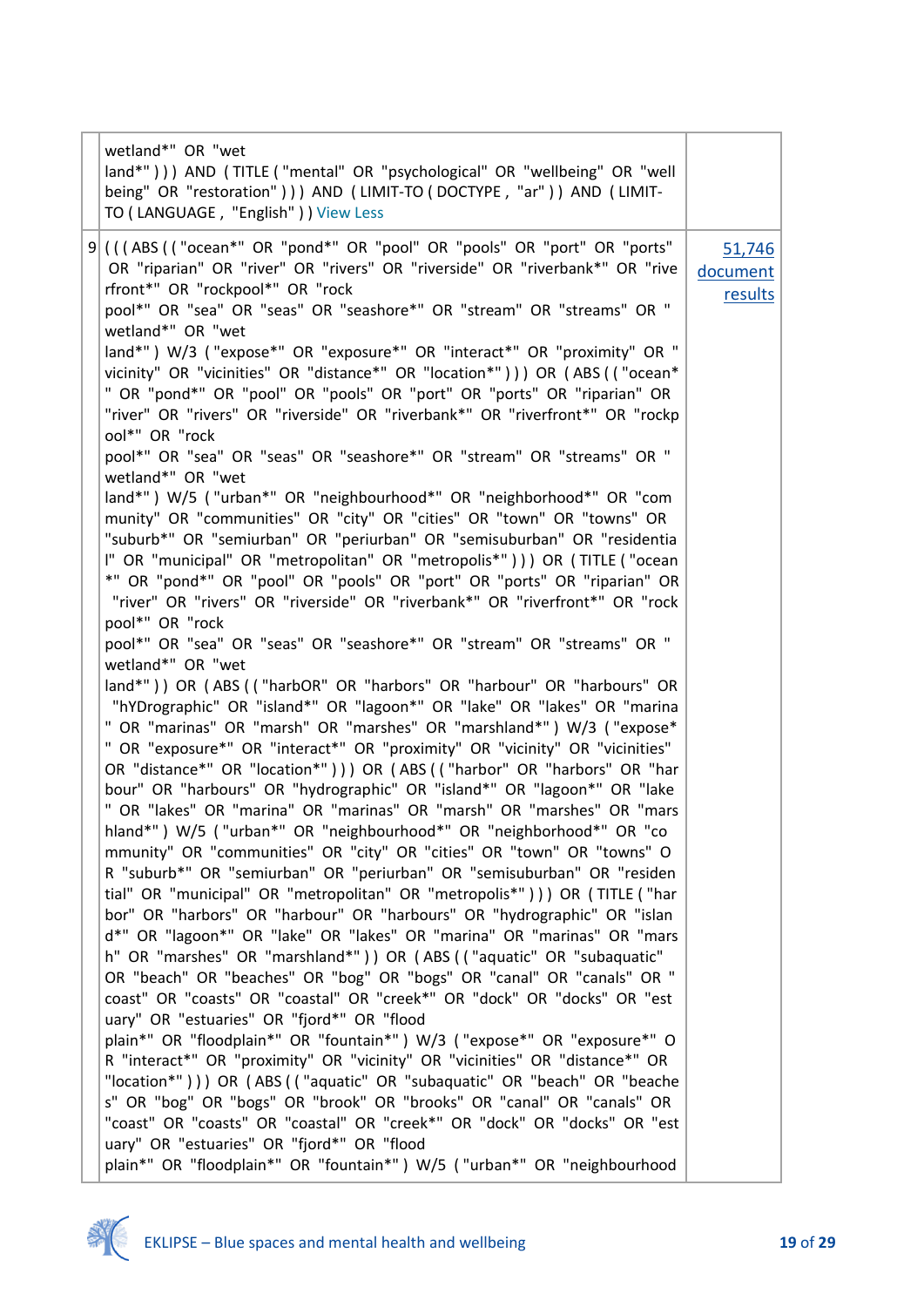| | | |
|---|---|---|
| | wetland*" OR "wet land*" ) ) ) AND ( TITLE ( "mental" OR "psychological" OR "wellbeing" OR "well being" OR "restoration" ) ) ) AND ( LIMIT-TO ( DOCTYPE , "ar" ) ) AND ( LIMIT-TO ( LANGUAGE , "English" ) ) View Less | |
| 9 | ( ( ( ABS ( ( "ocean*" OR "pond*" OR "pool" OR "pools" OR "port" OR "ports" OR "riparian" OR "river" OR "rivers" OR "riverside" OR "riverbank*" OR "riverfront*" OR "rockpool*" OR "rock pool*" OR "sea" OR "seas" OR "seashore*" OR "stream" OR "streams" OR "wetland*" OR "wet land*" ) W/3 ( "expose*" OR "exposure*" OR "interact*" OR "proximity" OR "vicinity" OR "vicinities" OR "distance*" OR "location*" ) ) ) OR ( ABS ( ( "ocean*" OR "pond*" OR "pool" OR "pools" OR "port" OR "ports" OR "riparian" OR "river" OR "rivers" OR "riverside" OR "riverbank*" OR "riverfront*" OR "rockpool*" OR "rock pool*" OR "sea" OR "seas" OR "seashore*" OR "stream" OR "streams" OR "wetland*" OR "wet land*" ) W/5 ( "urban*" OR "neighbourhood*" OR "neighborhood*" OR "community" OR "communities" OR "city" OR "cities" OR "town" OR "towns" OR "suburb*" OR "semiurban" OR "periurban" OR "semisuburban" OR "residential" OR "municipal" OR "metropolitan" OR "metropolis*" ) ) ) OR ( TITLE ( "ocean*" OR "pond*" OR "pool" OR "pools" OR "port" OR "ports" OR "riparian" OR "river" OR "rivers" OR "riverside" OR "riverbank*" OR "riverfront*" OR "rock pool*" OR "rock pool*" OR "sea" OR "seas" OR "seashore*" OR "stream" OR "streams" OR "wetland*" OR "wet land*" ) ) OR ( ABS ( ( "harbOR" OR "harbors" OR "harbour" OR "harbours" OR "hYDrographic" OR "island*" OR "lagoon*" OR "lake" OR "lakes" OR "marina" OR "marinas" OR "marsh" OR "marshes" OR "marshland*" ) W/3 ( "expose*" OR "exposure*" OR "interact*" OR "proximity" OR "vicinity" OR "vicinities" OR "distance*" OR "location*" ) ) ) OR ( ABS ( ( "harbor" OR "harbors" OR "harbour" OR "harbours" OR "hydrographic" OR "island*" OR "lagoon*" OR "lake" OR "lakes" OR "marina" OR "marinas" OR "marsh" OR "marshes" OR "marshland*" ) W/5 ( "urban*" OR "neighbourhood*" OR "neighborhood*" OR "community" OR "communities" OR "city" OR "cities" OR "town" OR "towns" OR "suburb*" OR "semiurban" OR "periurban" OR "semisuburban" OR "residential" OR "municipal" OR "metropolitan" OR "metropolis*" ) ) ) OR ( TITLE ( "harbor" OR "harbors" OR "harbour" OR "harbours" OR "hydrographic" OR "island*" OR "lagoon*" OR "lake" OR "lakes" OR "marina" OR "marinas" OR "marsh" OR "marshes" OR "marshland*" ) ) OR ( ABS ( ( "aquatic" OR "subaquatic" OR "beach" OR "beaches" OR "bog" OR "bogs" OR "canal" OR "canals" OR "coast" OR "coasts" OR "coastal" OR "creek*" OR "dock" OR "docks" OR "estuary" OR "estuaries" OR "fjord*" OR "flood plain*" OR "floodplain*" OR "fountain*" ) W/3 ( "expose*" OR "exposure*" OR "interact*" OR "proximity" OR "vicinity" OR "vicinities" OR "distance*" OR "location*" ) ) ) OR ( ABS ( ( "aquatic" OR "subaquatic" OR "beach" OR "beaches" OR "bog" OR "bogs" OR "brook" OR "brooks" OR "canal" OR "canals" OR "coast" OR "coasts" OR "coastal" OR "creek*" OR "dock" OR "docks" OR "estuary" OR "estuaries" OR "fjord*" OR "flood plain*" OR "floodplain*" OR "fountain*" ) W/5 ( "urban*" OR "neighbourhood | 51,746 document results |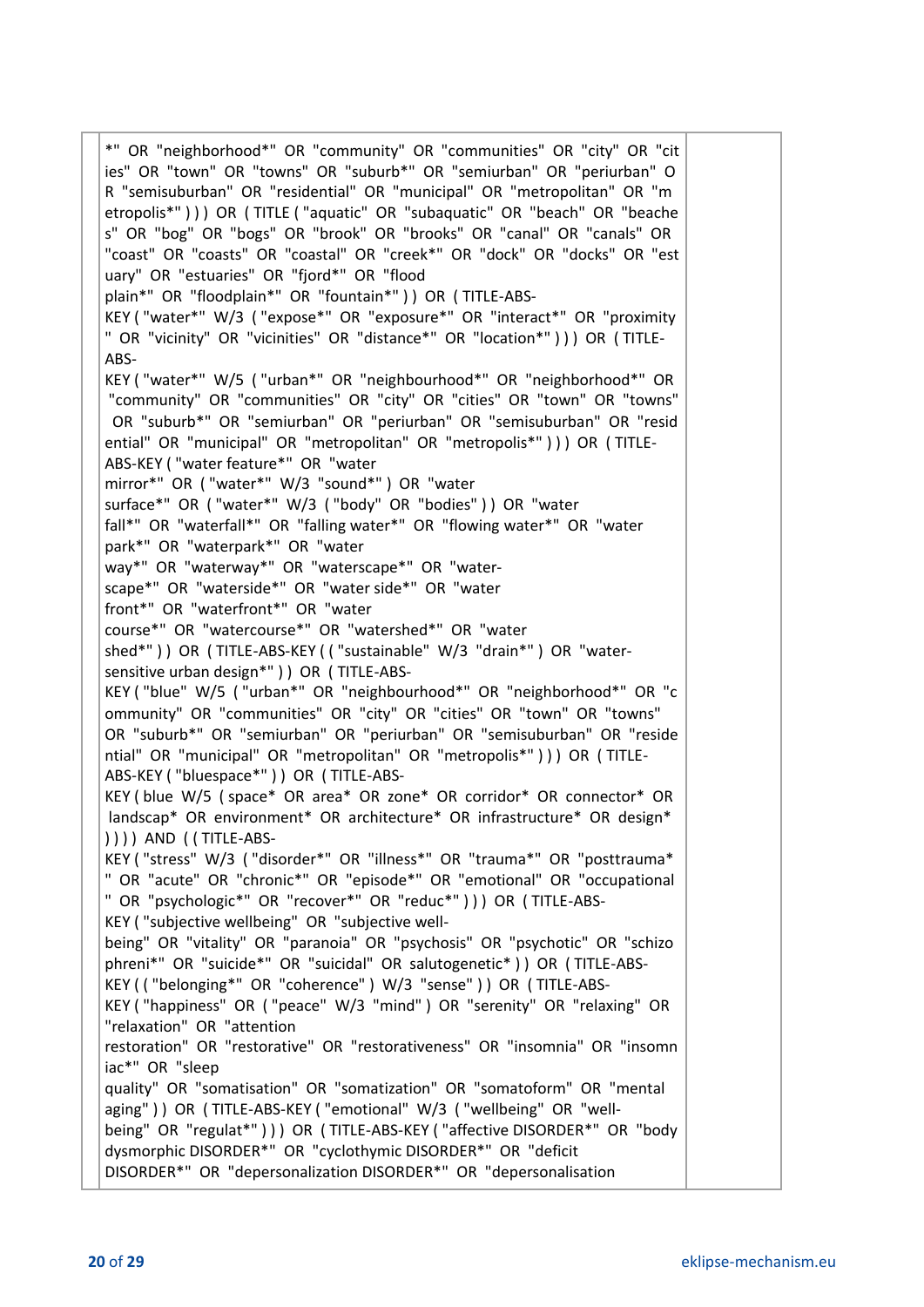| | | |
|---|---|---|
| | *" OR "neighborhood*" OR "community" OR "communities" OR "city" OR "cities" OR "town" OR "towns" OR "suburb*" OR "semiurban" OR "periurban" OR "semisuburban" OR "residential" OR "municipal" OR "metropolitan" OR "metropolis*" ) ) ) OR ( TITLE ( "aquatic" OR "subaquatic" OR "beach" OR "beaches" OR "bog" OR "bogs" OR "brook" OR "brooks" OR "canal" OR "canals" OR "coast" OR "coasts" OR "coastal" OR "creek*" OR "dock" OR "docks" OR "estuary" OR "estuaries" OR "fjord*" OR "flood plain*" OR "floodplain*" OR "fountain*" ) ) OR ( TITLE-ABS-KEY ( "water*" W/3 ( "expose*" OR "exposure*" OR "interact*" OR "proximity" OR "vicinity" OR "vicinities" OR "distance*" OR "location*" ) ) ) OR ( TITLE-ABS-KEY ( "water*" W/5 ( "urban*" OR "neighbourhood*" OR "neighborhood*" OR "community" OR "communities" OR "city" OR "cities" OR "town" OR "towns" OR "suburb*" OR "semiurban" OR "periurban" OR "semisuburban" OR "residential" OR "municipal" OR "metropolitan" OR "metropolis*" ) ) ) OR ( TITLE-ABS-KEY ( "water feature*" OR "water mirror*" OR ( "water*" W/3 "sound*" ) OR "water surface*" OR ( "water*" W/3 ( "body" OR "bodies" ) ) OR "water fall*" OR "waterfall*" OR "falling water*" OR "flowing water*" OR "water park*" OR "waterpark*" OR "water way*" OR "waterway*" OR "waterscape*" OR "water-scape*" OR "waterside*" OR "water side*" OR "water front*" OR "waterfront*" OR "water course*" OR "watercourse*" OR "watershed*" OR "water shed*" ) ) OR ( TITLE-ABS-KEY ( ( "sustainable" W/3 "drain*" ) OR "water-sensitive urban design*" ) ) OR ( TITLE-ABS-KEY ( "blue" W/5 ( "urban*" OR "neighbourhood*" OR "neighborhood*" OR "community" OR "communities" OR "city" OR "cities" OR "town" OR "towns" OR "suburb*" OR "semiurban" OR "periurban" OR "semisuburban" OR "residential" OR "municipal" OR "metropolitan" OR "metropolis*" ) ) ) OR ( TITLE-ABS-KEY ( "bluespace*" ) ) OR ( TITLE-ABS-KEY ( blue W/5 ( space* OR area* OR zone* OR corridor* OR connector* OR landscap* OR environment* OR architecture* OR infrastructure* OR design* ) ) ) ) AND ( ( TITLE-ABS-KEY ( "stress" W/3 ( "disorder*" OR "illness*" OR "trauma*" OR "posttrauma*" OR "acute" OR "chronic*" OR "episode*" OR "emotional" OR "occupational" OR "psychologic*" OR "recover*" OR "reduc*" ) ) ) OR ( TITLE-ABS-KEY ( "subjective wellbeing" OR "subjective well-being" OR "vitality" OR "paranoia" OR "psychosis" OR "psychotic" OR "schizophreni*" OR "suicide*" OR "suicidal" OR salutogenetic* ) ) OR ( TITLE-ABS-KEY ( ( "belonging*" OR "coherence" ) W/3 "sense" ) ) OR ( TITLE-ABS-KEY ( "happiness" OR ( "peace" W/3 "mind" ) OR "serenity" OR "relaxing" OR "relaxation" OR "attention restoration" OR "restorative" OR "restorativeness" OR "insomnia" OR "insomniac*" OR "sleep quality" OR "somatisation" OR "somatization" OR "somatoform" OR "mental aging" ) ) OR ( TITLE-ABS-KEY ( "emotional" W/3 ( "wellbeing" OR "well-being" OR "regulat*" ) ) ) OR ( TITLE-ABS-KEY ( "affective DISORDER*" OR "body dysmorphic DISORDER*" OR "cyclothymic DISORDER*" OR "deficit DISORDER*" OR "depersonalization DISORDER*" OR "depersonalisation | |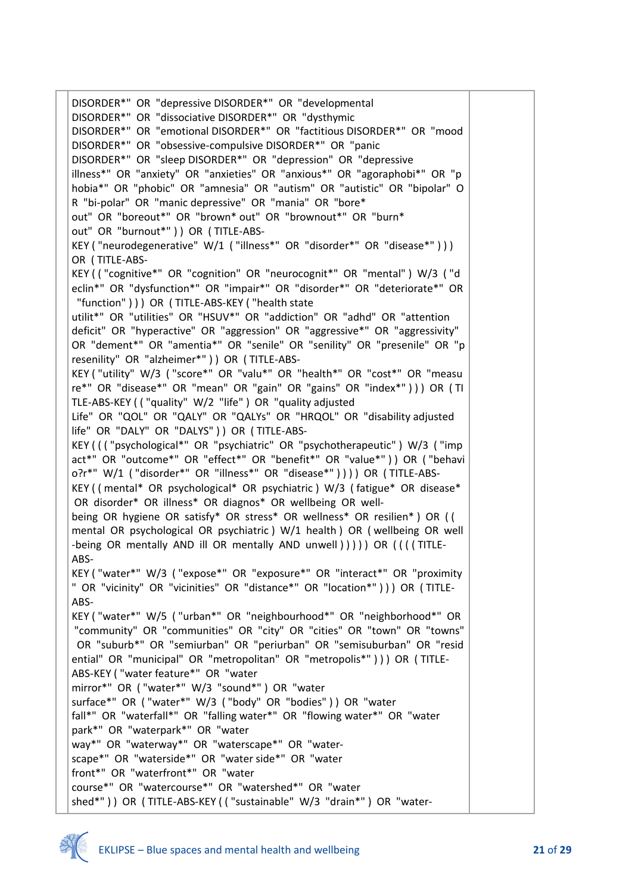| | |
|---|---|
| DISORDER*" OR "depressive DISORDER*" OR "developmental DISORDER*" OR "dissociative DISORDER*" OR "dysthymic DISORDER*" OR "emotional DISORDER*" OR "factitious DISORDER*" OR "mood DISORDER*" OR "obsessive-compulsive DISORDER*" OR "panic DISORDER*" OR "sleep DISORDER*" OR "depression" OR "depressive illness*" OR "anxiety" OR "anxieties" OR "anxious*" OR "agoraphobi*" OR "phobia*" OR "phobic" OR "amnesia" OR "autism" OR "autistic" OR "bipolar" OR "bi-polar" OR "manic depressive" OR "mania" OR "bore* out" OR "boreout*" OR "brown* out" OR "brownout*" OR "burn* out" OR "burnout*" ) ) OR ( TITLE-ABS-KEY ( "neurodegenerative" W/1 ( "illness*" OR "disorder*" OR "disease*" ) ) ) OR ( TITLE-ABS-KEY ( ( "cognitive*" OR "cognition" OR "neurocognit*" OR "mental" ) W/3 ( "declin*" OR "dysfunction*" OR "impair*" OR "disorder*" OR "deteriorate*" OR "function" ) ) ) OR ( TITLE-ABS-KEY ( "health state utilit*" OR "utilities" OR "HSUV*" OR "addiction" OR "adhd" OR "attention deficit" OR "hyperactive" OR "aggression" OR "aggressive*" OR "aggressivity" OR "dement*" OR "amentia*" OR "senile" OR "senility" OR "presenile" OR "presenility" OR "alzheimer*" ) ) OR ( TITLE-ABS-KEY ( "utility" W/3 ( "score*" OR "valu*" OR "health*" OR "cost*" OR "measure*" OR "disease*" OR "mean" OR "gain" OR "gains" OR "index*" ) ) ) OR ( TITLE-ABS-KEY ( ( "quality" W/2 "life" ) OR "quality adjusted Life" OR "QOL" OR "QALY" OR "QALYs" OR "HRQOL" OR "disability adjusted life" OR "DALY" OR "DALYS" ) ) OR ( TITLE-ABS-KEY ( ( ( "psychological*" OR "psychiatric" OR "psychotherapeutic" ) W/3 ( "impact*" OR "outcome*" OR "effect*" OR "benefit*" OR "value*" ) ) OR ( "behavio?r*" W/1 ( "disorder*" OR "illness*" OR "disease*" ) ) ) ) OR ( TITLE-ABS-KEY ( ( mental* OR psychological* OR psychiatric ) W/3 ( fatigue* OR disease* OR disorder* OR illness* OR diagnos* OR wellbeing OR well-being OR hygiene OR satisfy* OR stress* OR wellness* OR resilien* ) OR ( ( mental OR psychological OR psychiatric ) W/1 health ) OR ( wellbeing OR well-being OR mentally AND ill OR mentally AND unwell ) ) ) ) ) OR ( ( ( ( TITLE-ABS-KEY ( "water*" W/3 ( "expose*" OR "exposure*" OR "interact*" OR "proximity" OR "vicinity" OR "vicinities" OR "distance*" OR "location*" ) ) ) OR ( TITLE-ABS-KEY ( "water*" W/5 ( "urban*" OR "neighbourhood*" OR "neighborhood*" OR "community" OR "communities" OR "city" OR "cities" OR "town" OR "towns" OR "suburb*" OR "semiurban" OR "periurban" OR "semisuburban" OR "residential" OR "municipal" OR "metropolitan" OR "metropolis*" ) ) ) OR ( TITLE-ABS-KEY ( "water feature*" OR "water mirror*" OR ( "water*" W/3 "sound*" ) OR "water surface*" OR ( "water*" W/3 ( "body" OR "bodies" ) ) OR "water fall*" OR "waterfall*" OR "falling water*" OR "flowing water*" OR "water park*" OR "waterpark*" OR "water way*" OR "waterway*" OR "waterscape*" OR "water-scape*" OR "waterside*" OR "water side*" OR "water front*" OR "waterfront*" OR "water course*" OR "watercourse*" OR "watershed*" OR "water shed*" ) ) OR ( TITLE-ABS-KEY ( ( "sustainable" W/3 "drain*" ) OR "water- | |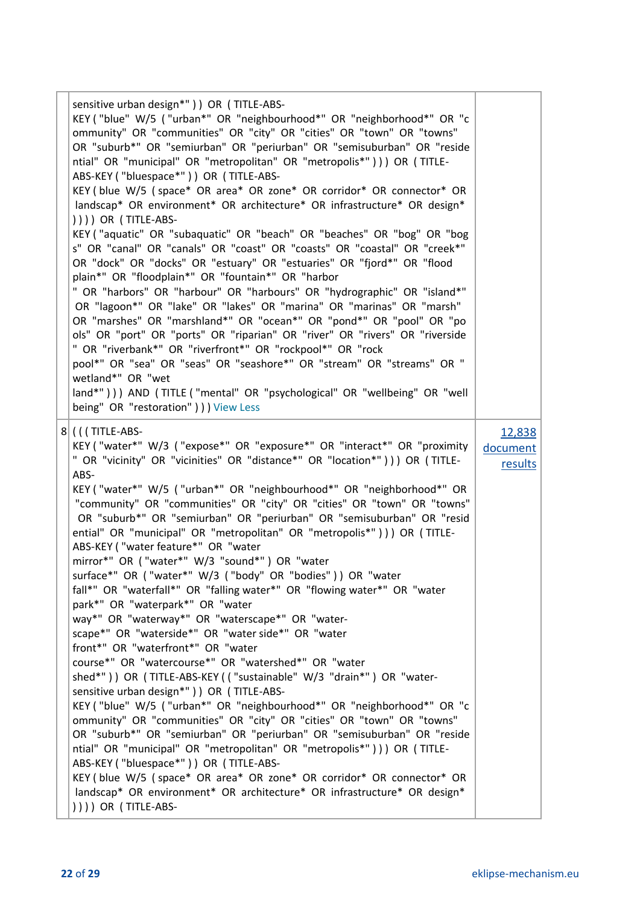| | | |
|---|---|---|
| | sensitive urban design*" ) ) OR ( TITLE-ABS-KEY ( "blue" W/5 ( "urban*" OR "neighbourhood*" OR "neighborhood*" OR "community" OR "communities" OR "city" OR "cities" OR "town" OR "towns" OR "suburb*" OR "semiurban" OR "periurban" OR "semisuburban" OR "residential" OR "municipal" OR "metropolitan" OR "metropolis*" ) ) ) OR ( TITLE-ABS-KEY ( "bluespace*" ) ) OR ( TITLE-ABS-KEY ( blue W/5 ( space* OR area* OR zone* OR corridor* OR connector* OR landscap* OR environment* OR architecture* OR infrastructure* OR design* ) ) ) ) OR ( TITLE-ABS-KEY ( "aquatic" OR "subaquatic" OR "beach" OR "beaches" OR "bog" OR "bogs" OR "canal" OR "canals" OR "coast" OR "coasts" OR "coastal" OR "creek*" OR "dock" OR "docks" OR "estuary" OR "estuaries" OR "fjord*" OR "flood plain*" OR "floodplain*" OR "fountain*" OR "harbor" OR "harbors" OR "harbour" OR "harbours" OR "hydrographic" OR "island*" OR "lagoon*" OR "lake" OR "lakes" OR "marina" OR "marinas" OR "marsh" OR "marshes" OR "marshland*" OR "ocean*" OR "pond*" OR "pool" OR "pools" OR "port" OR "ports" OR "riparian" OR "river" OR "rivers" OR "riverside" OR "riverbank*" OR "riverfront*" OR "rockpool*" OR "rock pool*" OR "sea" OR "seas" OR "seashore*" OR "stream" OR "streams" OR "wetland*" OR "wet land*" ) ) ) AND ( TITLE ( "mental" OR "psychological" OR "wellbeing" OR "well being" OR "restoration" ) ) ) View Less | |
| 8 | ( ( ( TITLE-ABS-KEY ( "water*" W/3 ( "expose*" OR "exposure*" OR "interact*" OR "proximity" OR "vicinity" OR "vicinities" OR "distance*" OR "location*" ) ) ) OR ( TITLE-ABS-KEY ( "water*" W/5 ( "urban*" OR "neighbourhood*" OR "neighborhood*" OR "community" OR "communities" OR "city" OR "cities" OR "town" OR "towns" OR "suburb*" OR "semiurban" OR "periurban" OR "semisuburban" OR "residential" OR "municipal" OR "metropolitan" OR "metropolis*" ) ) ) OR ( TITLE-ABS-KEY ( "water feature*" OR "water mirror*" OR ( "water*" W/3 "sound*" ) OR "water surface*" OR ( "water*" W/3 ( "body" OR "bodies" ) ) OR "water fall*" OR "waterfall*" OR "falling water*" OR "flowing water*" OR "water park*" OR "waterpark*" OR "water way*" OR "waterway*" OR "waterscape*" OR "water-scape*" OR "waterside*" OR "water side*" OR "water front*" OR "waterfront*" OR "water course*" OR "watercourse*" OR "watershed*" OR "water shed*" ) ) OR ( TITLE-ABS-KEY ( ( "sustainable" W/3 "drain*" ) OR "water-sensitive urban design*" ) ) OR ( TITLE-ABS-KEY ( "blue" W/5 ( "urban*" OR "neighbourhood*" OR "neighborhood*" OR "community" OR "communities" OR "city" OR "cities" OR "town" OR "towns" OR "suburb*" OR "semiurban" OR "periurban" OR "semisuburban" OR "residential" OR "municipal" OR "metropolitan" OR "metropolis*" ) ) ) OR ( TITLE-ABS-KEY ( "bluespace*" ) ) OR ( TITLE-ABS-KEY ( blue W/5 ( space* OR area* OR zone* OR corridor* OR connector* OR landscap* OR environment* OR architecture* OR infrastructure* OR design* ) ) ) ) OR ( TITLE-ABS- | 12,838 document results |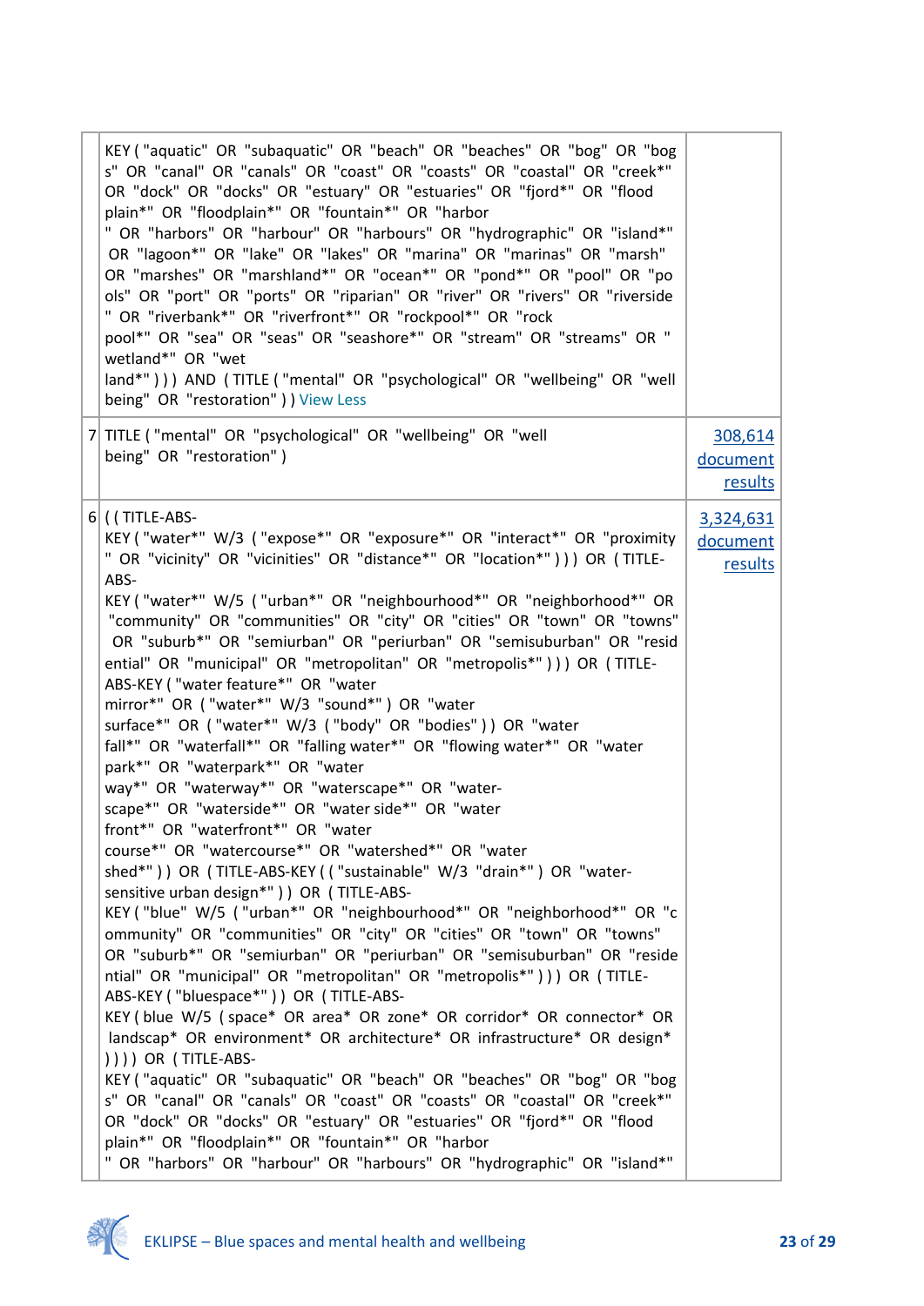| | | |
|---|---|---|
| | KEY ( "aquatic" OR "subaquatic" OR "beach" OR "beaches" OR "bog" OR "bogs" OR "canal" OR "canals" OR "coast" OR "coasts" OR "coastal" OR "creek*" OR "dock" OR "docks" OR "estuary" OR "estuaries" OR "fjord*" OR "flood plain*" OR "floodplain*" OR "fountain*" OR "harbor " OR "harbors" OR "harbour" OR "harbours" OR "hydrographic" OR "island*" OR "lagoon*" OR "lake" OR "lakes" OR "marina" OR "marinas" OR "marsh" OR "marshes" OR "marshland*" OR "ocean*" OR "pond*" OR "pool" OR "pools" OR "port" OR "ports" OR "riparian" OR "river" OR "rivers" OR "riverside " OR "riverbank*" OR "riverfront*" OR "rockpool*" OR "rock pool*" OR "sea" OR "seas" OR "seashore*" OR "stream" OR "streams" OR " wetland*" OR "wet land*" ) ) ) AND ( TITLE ( "mental" OR "psychological" OR "wellbeing" OR "well being" OR "restoration" ) ) View Less | |
| 7 | TITLE ( "mental" OR "psychological" OR "wellbeing" OR "well being" OR "restoration" ) | 308,614 document results |
| 6 | ( ( TITLE-ABS-KEY ( "water*" W/3 ( "expose*" OR "exposure*" OR "interact*" OR "proximity " OR "vicinity" OR "vicinities" OR "distance*" OR "location*" ) ) ) OR ( TITLE-ABS-KEY ( "water*" W/5 ( "urban*" OR "neighbourhood*" OR "neighborhood*" OR "community" OR "communities" OR "city" OR "cities" OR "town" OR "towns" OR "suburb*" OR "semiurban" OR "periurban" OR "semisuburban" OR "residential" OR "municipal" OR "metropolitan" OR "metropolis*" ) ) ) OR ( TITLE-ABS-KEY ( "water feature*" OR "water mirror*" OR ( "water*" W/3 "sound*" ) OR "water surface*" OR ( "water*" W/3 ( "body" OR "bodies" ) ) OR "water fall*" OR "waterfall*" OR "falling water*" OR "flowing water*" OR "water park*" OR "waterpark*" OR "water way*" OR "waterway*" OR "waterscape*" OR "water-scape*" OR "waterside*" OR "water side*" OR "water front*" OR "waterfront*" OR "water course*" OR "watercourse*" OR "watershed*" OR "water shed*" ) ) OR ( TITLE-ABS-KEY ( ( "sustainable" W/3 "drain*" ) OR "water-sensitive urban design*" ) ) OR ( TITLE-ABS-KEY ( "blue" W/5 ( "urban*" OR "neighbourhood*" OR "neighborhood*" OR "community" OR "communities" OR "city" OR "cities" OR "town" OR "towns" OR "suburb*" OR "semiurban" OR "periurban" OR "semisuburban" OR "residential" OR "municipal" OR "metropolitan" OR "metropolis*" ) ) ) OR ( TITLE-ABS-KEY ( "bluespace*" ) ) OR ( TITLE-ABS-KEY ( blue W/5 ( space* OR area* OR zone* OR corridor* OR connector* OR landscap* OR environment* OR architecture* OR infrastructure* OR design* ) ) ) ) OR ( TITLE-ABS-KEY ( "aquatic" OR "subaquatic" OR "beach" OR "beaches" OR "bog" OR "bogs" OR "canal" OR "canals" OR "coast" OR "coasts" OR "coastal" OR "creek*" OR "dock" OR "docks" OR "estuary" OR "estuaries" OR "fjord*" OR "flood plain*" OR "floodplain*" OR "fountain*" OR "harbor " OR "harbors" OR "harbour" OR "harbours" OR "hydrographic" OR "island*" | 3,324,631 document results |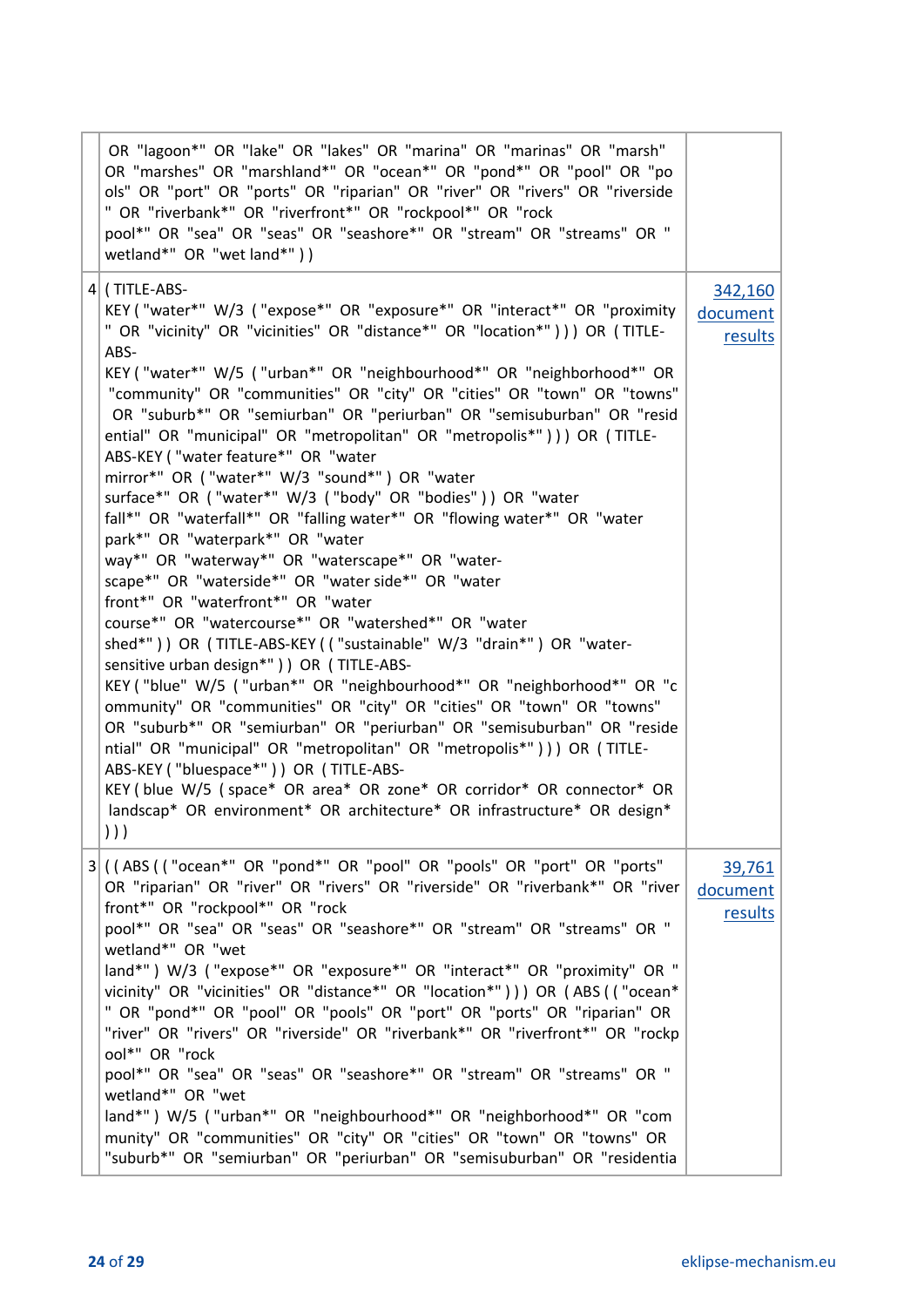| | | |
|---|---|---|
| | OR "lagoon*" OR "lake" OR "lakes" OR "marina" OR "marinas" OR "marsh" OR "marshes" OR "marshland*" OR "ocean*" OR "pond*" OR "pool" OR "pools" OR "port" OR "ports" OR "riparian" OR "river" OR "rivers" OR "riverside " OR "riverbank*" OR "riverfront*" OR "rockpool*" OR "rock pool*" OR "sea" OR "seas" OR "seashore*" OR "stream" OR "streams" OR " wetland*" OR "wet land*" ) ) | |
| 4 | ( TITLE-ABS-KEY ( "water*" W/3 ( "expose*" OR "exposure*" OR "interact*" OR "proximity " OR "vicinity" OR "vicinities" OR "distance*" OR "location*" ) ) ) OR ( TITLE-ABS-KEY ( "water*" W/5 ( "urban*" OR "neighbourhood*" OR "neighborhood*" OR "community" OR "communities" OR "city" OR "cities" OR "town" OR "towns" OR "suburb*" OR "semiurban" OR "periurban" OR "semisuburban" OR "residential" OR "municipal" OR "metropolitan" OR "metropolis*" ) ) ) OR ( TITLE-ABS-KEY ( "water feature*" OR "water mirror*" OR ( "water*" W/3 "sound*" ) OR "water surface*" OR ( "water*" W/3 ( "body" OR "bodies" ) ) OR "water fall*" OR "waterfall*" OR "falling water*" OR "flowing water*" OR "water park*" OR "waterpark*" OR "water way*" OR "waterway*" OR "waterscape*" OR "water-scape*" OR "waterside*" OR "water side*" OR "water front*" OR "waterfront*" OR "water course*" OR "watercourse*" OR "watershed*" OR "water shed*" ) ) OR ( TITLE-ABS-KEY ( ( "sustainable" W/3 "drain*" ) OR "water-sensitive urban design*" ) ) OR ( TITLE-ABS-KEY ( "blue" W/5 ( "urban*" OR "neighbourhood*" OR "neighborhood*" OR "community" OR "communities" OR "city" OR "cities" OR "town" OR "towns" OR "suburb*" OR "semiurban" OR "periurban" OR "semisuburban" OR "residential" OR "municipal" OR "metropolitan" OR "metropolis*" ) ) ) OR ( TITLE-ABS-KEY ( "bluespace*" ) ) OR ( TITLE-ABS-KEY ( blue W/5 ( space* OR area* OR zone* OR corridor* OR connector* OR landscap* OR environment* OR architecture* OR infrastructure* OR design* ) ) ) | 342,160 document results |
| 3 | ( ( ABS ( ( "ocean*" OR "pond*" OR "pool" OR "pools" OR "port" OR "ports" OR "riparian" OR "river" OR "rivers" OR "riverside" OR "riverbank*" OR "river front*" OR "rockpool*" OR "rock pool*" OR "sea" OR "seas" OR "seashore*" OR "stream" OR "streams" OR " wetland*" OR "wet land*" ) W/3 ( "expose*" OR "exposure*" OR "interact*" OR "proximity" OR " vicinity" OR "vicinities" OR "distance*" OR "location*" ) ) ) OR ( ABS ( ( "ocean* " OR "pond*" OR "pool" OR "pools" OR "port" OR "ports" OR "riparian" OR "river" OR "rivers" OR "riverside" OR "riverbank*" OR "riverfront*" OR "rockpool*" OR "rock pool*" OR "sea" OR "seas" OR "seashore*" OR "stream" OR "streams" OR " wetland*" OR "wet land*" ) W/5 ( "urban*" OR "neighbourhood*" OR "neighborhood*" OR "community" OR "communities" OR "city" OR "cities" OR "town" OR "towns" OR "suburb*" OR "semiurban" OR "periurban" OR "semisuburban" OR "residentia | 39,761 document results |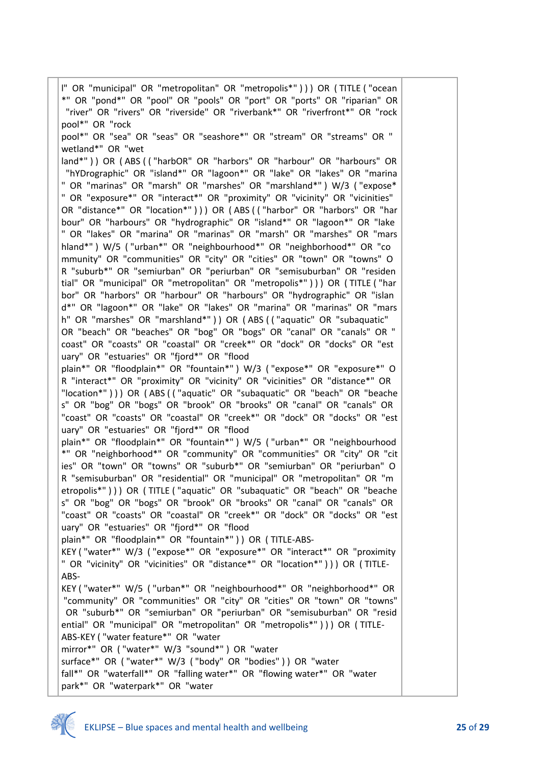| | |
|---|---|
| l" OR "municipal" OR "metropolitan" OR "metropolis*" ) ) ) OR ( TITLE ( "ocean*" OR "pond*" OR "pool" OR "pools" OR "port" OR "ports" OR "riparian" OR "river" OR "rivers" OR "riverside" OR "riverbank*" OR "riverfront*" OR "rock pool*" OR "rock pool*" OR "sea" OR "seas" OR "seashore*" OR "stream" OR "streams" OR "wetland*" OR "wet land*" ) ) OR ( ABS ( ( "harbOR" OR "harbors" OR "harbour" OR "harbours" OR "hYDrographic" OR "island*" OR "lagoon*" OR "lake" OR "lakes" OR "marina" OR "marinas" OR "marsh" OR "marshes" OR "marshland*" ) W/3 ( "expose*" OR "exposure*" OR "interact*" OR "proximity" OR "vicinity" OR "vicinities" OR "distance*" OR "location*" ) ) ) OR ( ABS ( ( "harbor" OR "harbors" OR "harbour" OR "harbours" OR "hydrographic" OR "island*" OR "lagoon*" OR "lake" OR "lakes" OR "marina" OR "marinas" OR "marsh" OR "marshes" OR "marshland*" ) W/5 ( "urban*" OR "neighbourhood*" OR "neighborhood*" OR "community" OR "communities" OR "city" OR "cities" OR "town" OR "towns" OR "suburb*" OR "semiurban" OR "periurban" OR "semisuburban" OR "residential" OR "municipal" OR "metropolitan" OR "metropolis*" ) ) ) OR ( TITLE ( "harbor" OR "harbors" OR "harbour" OR "harbours" OR "hydrographic" OR "island*" OR "lagoon*" OR "lake" OR "lakes" OR "marina" OR "marinas" OR "marsh" OR "marshes" OR "marshland*" ) ) OR ( ABS ( ( "aquatic" OR "subaquatic" OR "beach" OR "beaches" OR "bog" OR "bogs" OR "canal" OR "canals" OR "coast" OR "coasts" OR "coastal" OR "creek*" OR "dock" OR "docks" OR "estuary" OR "estuaries" OR "fjord*" OR "flood plain*" OR "floodplain*" OR "fountain*" ) W/3 ( "expose*" OR "exposure*" OR "interact*" OR "proximity" OR "vicinity" OR "vicinities" OR "distance*" OR "location*" ) ) ) OR ( ABS ( ( "aquatic" OR "subaquatic" OR "beach" OR "beaches" OR "bog" OR "bogs" OR "brook" OR "brooks" OR "canal" OR "canals" OR "coast" OR "coasts" OR "coastal" OR "creek*" OR "dock" OR "docks" OR "estuary" OR "estuaries" OR "fjord*" OR "flood plain*" OR "floodplain*" OR "fountain*" ) W/5 ( "urban*" OR "neighbourhood*" OR "neighborhood*" OR "community" OR "communities" OR "city" OR "cities" OR "town" OR "towns" OR "suburb*" OR "semiurban" OR "periurban" OR "semisuburban" OR "residential" OR "municipal" OR "metropolitan" OR "metropolis*" ) ) ) OR ( TITLE ( "aquatic" OR "subaquatic" OR "beach" OR "beaches" OR "bog" OR "bogs" OR "brook" OR "brooks" OR "canal" OR "canals" OR "coast" OR "coasts" OR "coastal" OR "creek*" OR "dock" OR "docks" OR "estuary" OR "estuaries" OR "fjord*" OR "flood plain*" OR "floodplain*" OR "fountain*" ) ) OR ( TITLE-ABS-KEY ( "water*" W/3 ( "expose*" OR "exposure*" OR "interact*" OR "proximity" OR "vicinity" OR "vicinities" OR "distance*" OR "location*" ) ) ) OR ( TITLE-ABS-KEY ( "water*" W/5 ( "urban*" OR "neighbourhood*" OR "neighborhood*" OR "community" OR "communities" OR "city" OR "cities" OR "town" OR "towns" OR "suburb*" OR "semiurban" OR "periurban" OR "semisuburban" OR "residential" OR "municipal" OR "metropolitan" OR "metropolis*" ) ) ) OR ( TITLE-ABS-KEY ( "water feature*" OR "water mirror*" OR ( "water*" W/3 "sound*" ) OR "water surface*" OR ( "water*" W/3 ( "body" OR "bodies" ) ) OR "water fall*" OR "waterfall*" OR "falling water*" OR "flowing water*" OR "water park*" OR "waterpark*" OR "water | |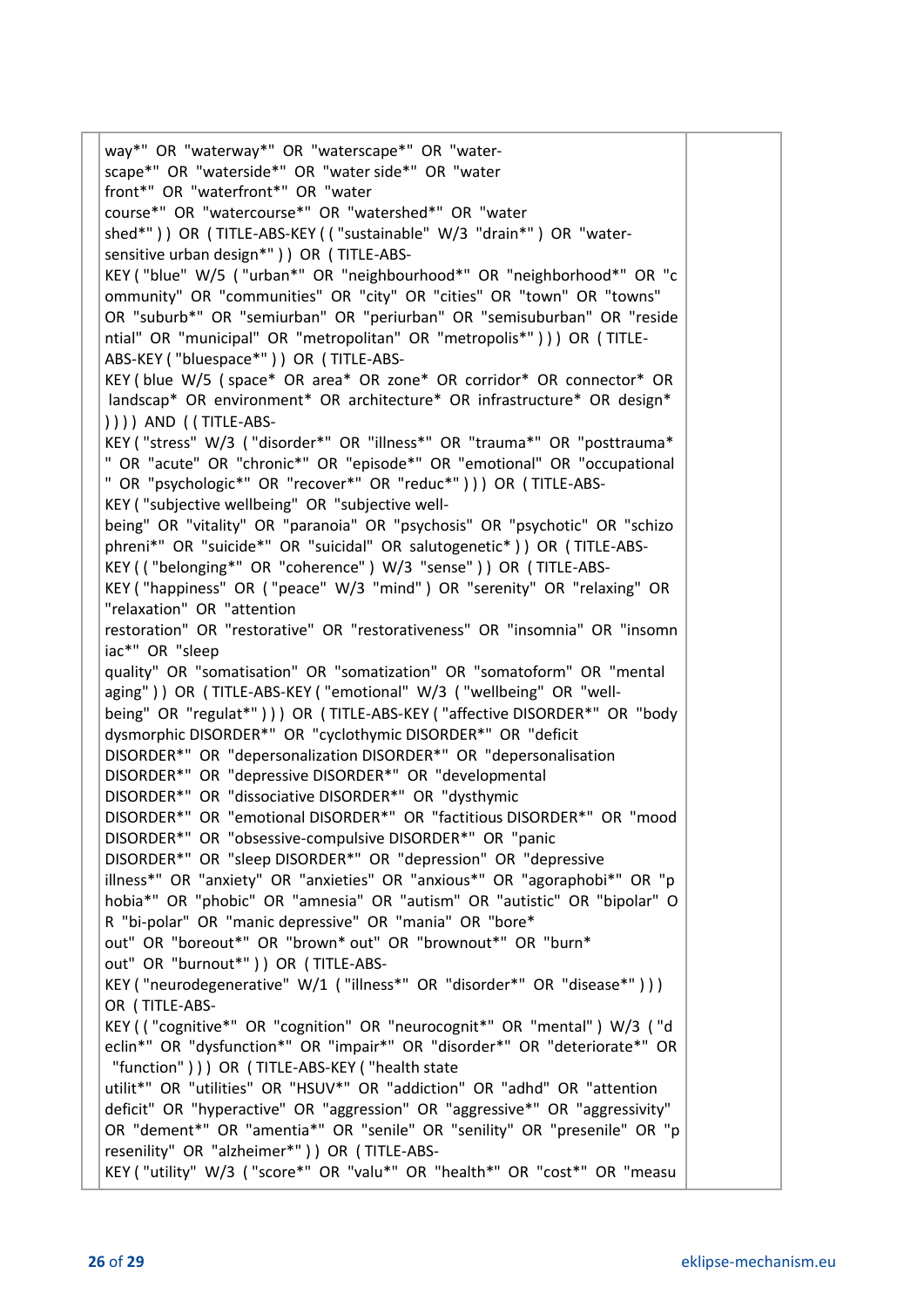| | |
|---|---|
| way*" OR "waterway*" OR "waterscape*" OR "water-scape*" OR "waterside*" OR "water side*" OR "water front*" OR "waterfront*" OR "water course*" OR "watercourse*" OR "watershed*" OR "water shed*" ) ) OR ( TITLE-ABS-KEY ( ( "sustainable" W/3 "drain*" ) OR "water-sensitive urban design*" ) ) OR ( TITLE-ABS-KEY ( "blue" W/5 ( "urban*" OR "neighbourhood*" OR "neighborhood*" OR "community" OR "communities" OR "city" OR "cities" OR "town" OR "towns" OR "suburb*" OR "semiurban" OR "periurban" OR "semisuburban" OR "residential" OR "municipal" OR "metropolitan" OR "metropolis*" ) ) ) OR ( TITLE-ABS-KEY ( "bluespace*" ) ) OR ( TITLE-ABS-KEY ( blue W/5 ( space* OR area* OR zone* OR corridor* OR connector* OR landscap* OR environment* OR architecture* OR infrastructure* OR design* ) ) ) ) AND ( ( TITLE-ABS-KEY ( "stress" W/3 ( "disorder*" OR "illness*" OR "trauma*" OR "posttrauma*" OR "acute" OR "chronic*" OR "episode*" OR "emotional" OR "occupational" OR "psychologic*" OR "recover*" OR "reduc*" ) ) ) OR ( TITLE-ABS-KEY ( "subjective wellbeing" OR "subjective well-being" OR "vitality" OR "paranoia" OR "psychosis" OR "psychotic" OR "schizophreni*" OR "suicide*" OR "suicidal" OR salutogenetic* ) ) OR ( TITLE-ABS-KEY ( ( "belonging*" OR "coherence" ) W/3 "sense" ) ) OR ( TITLE-ABS-KEY ( "happiness" OR ( "peace" W/3 "mind" ) OR "serenity" OR "relaxing" OR "relaxation" OR "attention restoration" OR "restorative" OR "restorativeness" OR "insomnia" OR "insomniac*" OR "sleep quality" OR "somatisation" OR "somatization" OR "somatoform" OR "mental aging" ) ) OR ( TITLE-ABS-KEY ( "emotional" W/3 ( "wellbeing" OR "well-being" OR "regulat*" ) ) ) OR ( TITLE-ABS-KEY ( "affective DISORDER*" OR "body dysmorphic DISORDER*" OR "cyclothymic DISORDER*" OR "deficit DISORDER*" OR "depersonalization DISORDER*" OR "depersonalisation DISORDER*" OR "depressive DISORDER*" OR "developmental DISORDER*" OR "dissociative DISORDER*" OR "dysthymic DISORDER*" OR "emotional DISORDER*" OR "factitious DISORDER*" OR "mood DISORDER*" OR "obsessive-compulsive DISORDER*" OR "panic DISORDER*" OR "sleep DISORDER*" OR "depression" OR "depressive illness*" OR "anxiety" OR "anxieties" OR "anxious*" OR "agoraphobi*" OR "phobia*" OR "phobic" OR "amnesia" OR "autism" OR "autistic" OR "bipolar" OR "bi-polar" OR "manic depressive" OR "mania" OR "bore* out" OR "boreout*" OR "brown* out" OR "brownout*" OR "burn* out" OR "burnout*" ) ) OR ( TITLE-ABS-KEY ( "neurodegenerative" W/1 ( "illness*" OR "disorder*" OR "disease*" ) ) ) OR ( TITLE-ABS-KEY ( ( "cognitive*" OR "cognition" OR "neurocognit*" OR "mental" ) W/3 ( "declin*" OR "dysfunction*" OR "impair*" OR "disorder*" OR "deteriorate*" OR "function" ) ) ) OR ( TITLE-ABS-KEY ( "health state utilit*" OR "utilities" OR "HSUV*" OR "addiction" OR "adhd" OR "attention deficit" OR "hyperactive" OR "aggression" OR "aggressive*" OR "aggressivity" OR "dement*" OR "amentia*" OR "senile" OR "senility" OR "presenile" OR "presenility" OR "alzheimer*" ) ) OR ( TITLE-ABS-KEY ( "utility" W/3 ( "score*" OR "valu*" OR "health*" OR "cost*" OR "measu | |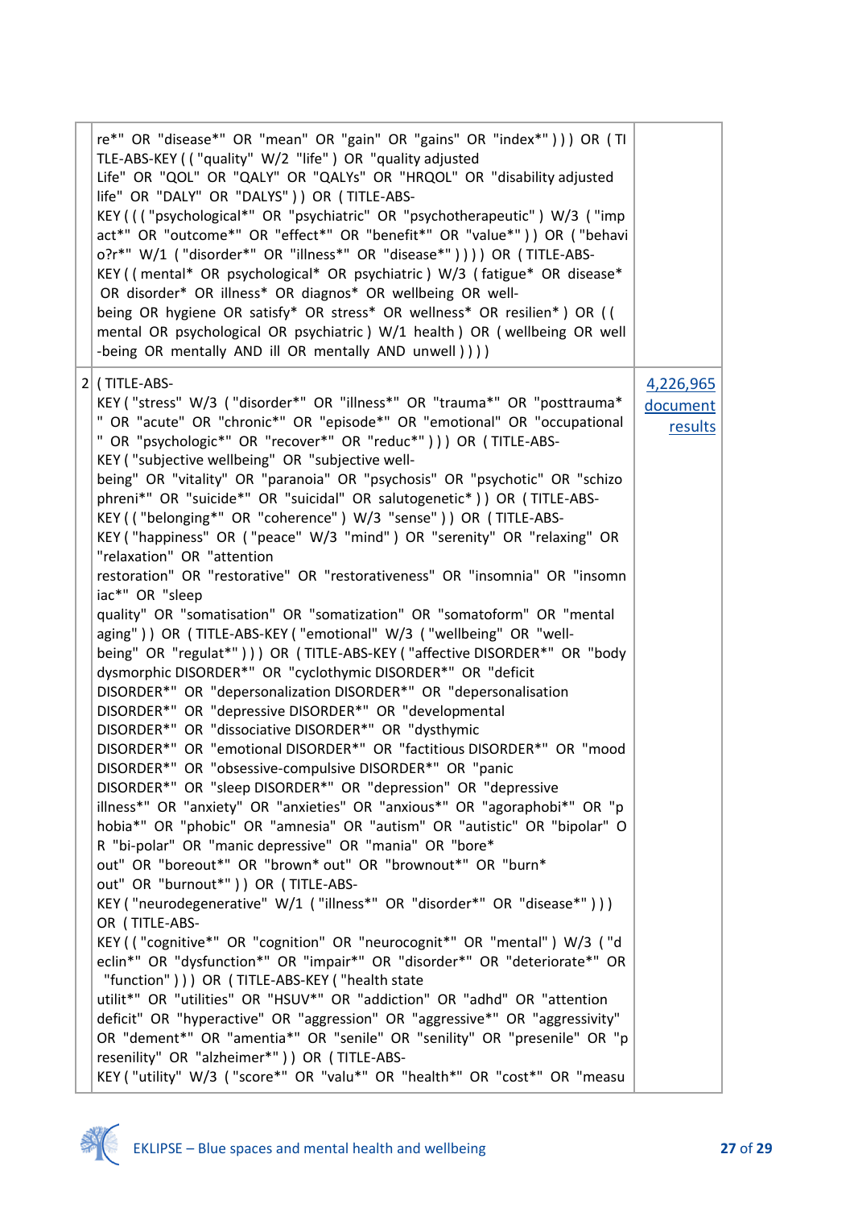| | | |
|---|---|---|
| | re*" OR "disease*" OR "mean" OR "gain" OR "gains" OR "index*" ) ) ) OR ( TITLE-ABS-KEY ( ( "quality" W/2 "life" ) OR "quality adjusted Life" OR "QOL" OR "QALY" OR "QALYs" OR "HRQOL" OR "disability adjusted life" OR "DALY" OR "DALYS" ) ) OR ( TITLE-ABS-KEY ( ( ( "psychological*" OR "psychiatric" OR "psychotherapeutic" ) W/3 ( "impact*" OR "outcome*" OR "effect*" OR "benefit*" OR "value*" ) ) OR ( "behavio?r*" W/1 ( "disorder*" OR "illness*" OR "disease*" ) ) ) ) OR ( TITLE-ABS-KEY ( ( mental* OR psychological* OR psychiatric ) W/3 ( fatigue* OR disease* OR disorder* OR illness* OR diagnos* OR wellbeing OR well-being OR hygiene OR satisfy* OR stress* OR wellness* OR resilien* ) OR ( ( mental OR psychological OR psychiatric ) W/1 health ) OR ( wellbeing OR well -being OR mentally AND ill OR mentally AND unwell ) ) ) ) | |
| 2 | ( TITLE-ABS-KEY ( "stress" W/3 ( "disorder*" OR "illness*" OR "trauma*" OR "posttrauma*" OR "acute" OR "chronic*" OR "episode*" OR "emotional" OR "occupational" OR "psychologic*" OR "recover*" OR "reduc*" ) ) ) OR ( TITLE-ABS-KEY ( "subjective wellbeing" OR "subjective well-being" OR "vitality" OR "paranoia" OR "psychosis" OR "psychotic" OR "schizophreni*" OR "suicide*" OR "suicidal" OR salutogenetic* ) ) OR ( TITLE-ABS-KEY ( ( "belonging*" OR "coherence" ) W/3 "sense" ) ) OR ( TITLE-ABS-KEY ( "happiness" OR ( "peace" W/3 "mind" ) OR "serenity" OR "relaxing" OR "relaxation" OR "attention restoration" OR "restorative" OR "restorativeness" OR "insomnia" OR "insomniac*" OR "sleep quality" OR "somatisation" OR "somatization" OR "somatoform" OR "mental aging" ) ) OR ( TITLE-ABS-KEY ( "emotional" W/3 ( "wellbeing" OR "well-being" OR "regulat*" ) ) ) OR ( TITLE-ABS-KEY ( "affective DISORDER*" OR "body dysmorphic DISORDER*" OR "cyclothymic DISORDER*" OR "deficit DISORDER*" OR "depersonalization DISORDER*" OR "depersonalisation DISORDER*" OR "depressive DISORDER*" OR "developmental DISORDER*" OR "dissociative DISORDER*" OR "dysthymic DISORDER*" OR "emotional DISORDER*" OR "factitious DISORDER*" OR "mood DISORDER*" OR "obsessive-compulsive DISORDER*" OR "panic DISORDER*" OR "sleep DISORDER*" OR "depression" OR "depressive illness*" OR "anxiety" OR "anxieties" OR "anxious*" OR "agoraphobi*" OR "phobia*" OR "phobic" OR "amnesia" OR "autism" OR "autistic" OR "bipolar" OR "bi-polar" OR "manic depressive" OR "mania" OR "bore* out" OR "boreout*" OR "brown* out" OR "brownout*" OR "burn* out" OR "burnout*" ) ) OR ( TITLE-ABS-KEY ( "neurodegenerative" W/1 ( "illness*" OR "disorder*" OR "disease*" ) ) ) OR ( TITLE-ABS-KEY ( ( "cognitive*" OR "cognition" OR "neurocognit*" OR "mental" ) W/3 ( "declin*" OR "dysfunction*" OR "impair*" OR "disorder*" OR "deteriorate*" OR "function" ) ) ) OR ( TITLE-ABS-KEY ( "health state utilit*" OR "utilities" OR "HSUV*" OR "addiction" OR "adhd" OR "attention deficit" OR "hyperactive" OR "aggression" OR "aggressive*" OR "aggressivity" OR "dement*" OR "amentia*" OR "senile" OR "senility" OR "presenile" OR "presenility" OR "alzheimer*" ) ) OR ( TITLE-ABS-KEY ( "utility" W/3 ( "score*" OR "valu*" OR "health*" OR "cost*" OR "measu | 4,226,965 document results |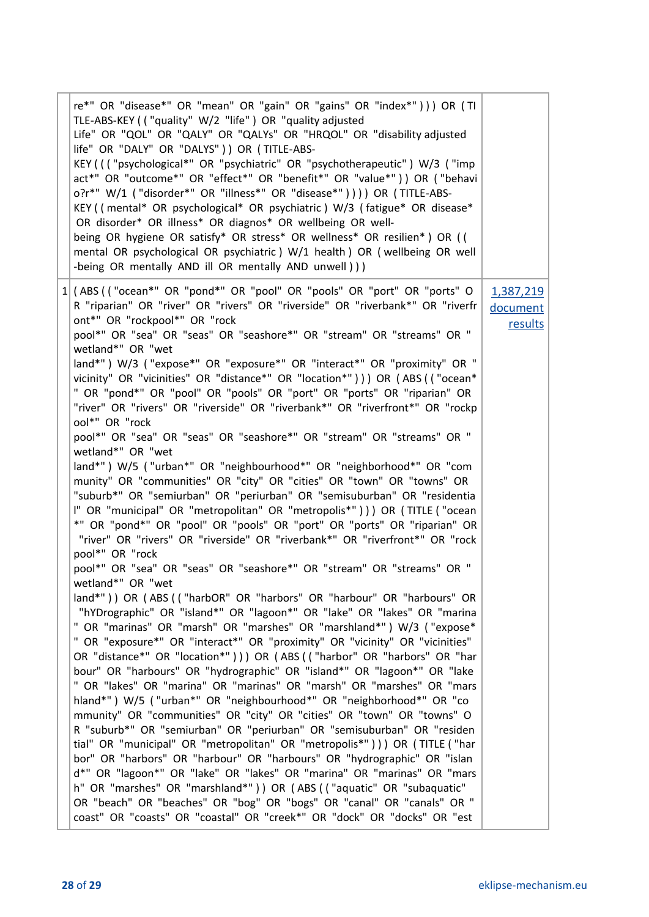| | | |
|---|---|---|
| | re*" OR "disease*" OR "mean" OR "gain" OR "gains" OR "index*" ) ) ) OR ( TITLE-ABS-KEY ( ( "quality" W/2 "life" ) OR "quality adjusted Life" OR "QOL" OR "QALY" OR "QALYs" OR "HRQOL" OR "disability adjusted life" OR "DALY" OR "DALYS" ) ) OR ( TITLE-ABS-KEY ( ( ( "psychological*" OR "psychiatric" OR "psychotherapeutic" ) W/3 ( "impact*" OR "outcome*" OR "effect*" OR "benefit*" OR "value*" ) ) OR ( "behavio?r*" W/1 ( "disorder*" OR "illness*" OR "disease*" ) ) ) ) OR ( TITLE-ABS-KEY ( ( mental* OR psychological* OR psychiatric ) W/3 ( fatigue* OR disease* OR disorder* OR illness* OR diagnos* OR wellbeing OR well-being OR hygiene OR satisfy* OR stress* OR wellness* OR resilien* ) OR ( ( mental OR psychological OR psychiatric ) W/1 health ) OR ( wellbeing OR well-being OR mentally AND ill OR mentally AND unwell ) ) ) | |
| 1 | ( ABS ( ( "ocean*" OR "pond*" OR "pool" OR "pools" OR "port" OR "ports" OR "riparian" OR "river" OR "rivers" OR "riverside" OR "riverbank*" OR "riverfront*" OR "rockpool*" OR "rock pool*" OR "sea" OR "seas" OR "seashore*" OR "stream" OR "streams" OR "wetland*" OR "wet land*" ) W/3 ( "expose*" OR "exposure*" OR "interact*" OR "proximity" OR "vicinity" OR "vicinities" OR "distance*" OR "location*" ) ) ) OR ( ABS ( ( "ocean*" OR "pond*" OR "pool" OR "pools" OR "port" OR "ports" OR "riparian" OR "river" OR "rivers" OR "riverside" OR "riverbank*" OR "riverfront*" OR "rockpool*" OR "rock pool*" OR "sea" OR "seas" OR "seashore*" OR "stream" OR "streams" OR "wetland*" OR "wet land*" ) W/5 ( "urban*" OR "neighbourhood*" OR "neighborhood*" OR "community" OR "communities" OR "city" OR "cities" OR "town" OR "towns" OR "suburb*" OR "semiurban" OR "periurban" OR "semisuburban" OR "residential" OR "municipal" OR "metropolitan" OR "metropolis*" ) ) ) OR ( TITLE ( "ocean*" OR "pond*" OR "pool" OR "pools" OR "port" OR "ports" OR "riparian" OR "river" OR "rivers" OR "riverside" OR "riverbank*" OR "riverfront*" OR "rockpool*" OR "rock pool*" OR "sea" OR "seas" OR "seashore*" OR "stream" OR "streams" OR "wetland*" OR "wet land*" ) ) OR ( ABS ( ( "harbOR" OR "harbors" OR "harbour" OR "harbours" OR "hYDrographic" OR "island*" OR "lagoon*" OR "lake" OR "lakes" OR "marina" OR "marinas" OR "marsh" OR "marshes" OR "marshland*" ) W/3 ( "expose*" OR "exposure*" OR "interact*" OR "proximity" OR "vicinity" OR "vicinities" OR "distance*" OR "location*" ) ) ) OR ( ABS ( ( "harbor" OR "harbors" OR "harbour" OR "harbours" OR "hydrographic" OR "island*" OR "lagoon*" OR "lake" OR "lakes" OR "marina" OR "marinas" OR "marsh" OR "marshes" OR "marshland*" ) W/5 ( "urban*" OR "neighbourhood*" OR "neighborhood*" OR "community" OR "communities" OR "city" OR "cities" OR "town" OR "towns" OR "suburb*" OR "semiurban" OR "periurban" OR "semisuburban" OR "residential" OR "municipal" OR "metropolitan" OR "metropolis*" ) ) ) OR ( TITLE ( "harbor" OR "harbors" OR "harbour" OR "harbours" OR "hydrographic" OR "island*" OR "lagoon*" OR "lake" OR "lakes" OR "marina" OR "marinas" OR "marsh" OR "marshes" OR "marshland*" ) ) OR ( ABS ( ( "aquatic" OR "subaquatic" OR "beach" OR "beaches" OR "bog" OR "bogs" OR "canal" OR "canals" OR "coast" OR "coasts" OR "coastal" OR "creek*" OR "dock" OR "docks" OR "est | 1,387,219 document results |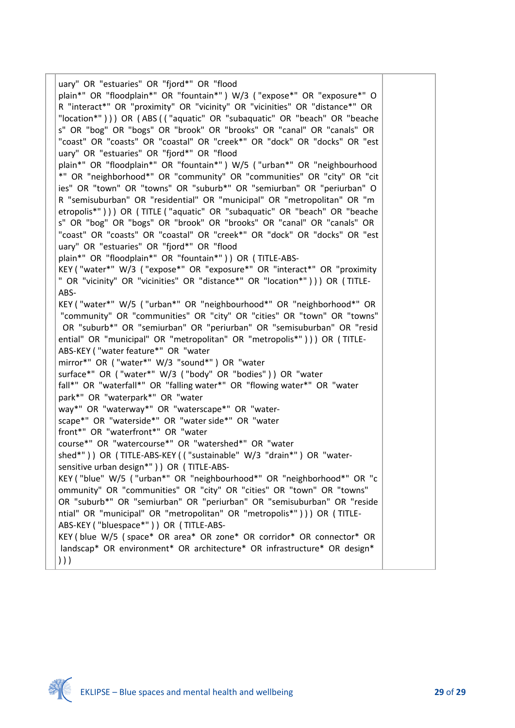| | |
|---|---|
| uary" OR "estuaries" OR "fjord*" OR "flood plain*" OR "floodplain*" OR "fountain*" ) W/3 ( "expose*" OR "exposure*" OR "interact*" OR "proximity" OR "vicinity" OR "vicinities" OR "distance*" OR "location*" ) ) ) OR ( ABS ( ( "aquatic" OR "subaquatic" OR "beach" OR "beaches" OR "bog" OR "bogs" OR "brook" OR "brooks" OR "canal" OR "canals" OR "coast" OR "coasts" OR "coastal" OR "creek*" OR "dock" OR "docks" OR "estuary" OR "estuaries" OR "fjord*" OR "flood plain*" OR "floodplain*" OR "fountain*" ) W/5 ( "urban*" OR "neighbourhood*" OR "neighborhood*" OR "community" OR "communities" OR "city" OR "cities" OR "town" OR "towns" OR "suburb*" OR "semiurban" OR "periurban" OR "semisuburban" OR "residential" OR "municipal" OR "metropolitan" OR "metropolis*" ) ) ) OR ( TITLE ( "aquatic" OR "subaquatic" OR "beach" OR "beaches" OR "bog" OR "bogs" OR "brook" OR "brooks" OR "canal" OR "canals" OR "coast" OR "coasts" OR "coastal" OR "creek*" OR "dock" OR "docks" OR "estuary" OR "estuaries" OR "fjord*" OR "flood plain*" OR "floodplain*" OR "fountain*" ) ) OR ( TITLE-ABS-KEY ( "water*" W/3 ( "expose*" OR "exposure*" OR "interact*" OR "proximity" OR "vicinity" OR "vicinities" OR "distance*" OR "location*" ) ) ) OR ( TITLE-ABS-KEY ( "water*" W/5 ( "urban*" OR "neighbourhood*" OR "neighborhood*" OR "community" OR "communities" OR "city" OR "cities" OR "town" OR "towns" OR "suburb*" OR "semiurban" OR "periurban" OR "semisuburban" OR "residential" OR "municipal" OR "metropolitan" OR "metropolis*" ) ) ) OR ( TITLE-ABS-KEY ( "water feature*" OR "water mirror*" OR ( "water*" W/3 "sound*" ) OR "water surface*" OR ( "water*" W/3 ( "body" OR "bodies" ) ) OR "water fall*" OR "waterfall*" OR "falling water*" OR "flowing water*" OR "water park*" OR "waterpark*" OR "water way*" OR "waterway*" OR "waterscape*" OR "water-scape*" OR "waterside*" OR "water side*" OR "water front*" OR "waterfront*" OR "water course*" OR "watercourse*" OR "watershed*" OR "water shed*" ) ) OR ( TITLE-ABS-KEY ( ( "sustainable" W/3 "drain*" ) OR "water-sensitive urban design*" ) ) OR ( TITLE-ABS-KEY ( "blue" W/5 ( "urban*" OR "neighbourhood*" OR "neighborhood*" OR "community" OR "communities" OR "city" OR "cities" OR "town" OR "towns" OR "suburb*" OR "semiurban" OR "periurban" OR "semisuburban" OR "residential" OR "municipal" OR "metropolitan" OR "metropolis*" ) ) ) OR ( TITLE-ABS-KEY ( "bluespace*" ) ) OR ( TITLE-ABS-KEY ( blue W/5 ( space* OR area* OR zone* OR corridor* OR connector* OR landscap* OR environment* OR architecture* OR infrastructure* OR design* ) ) ) | |